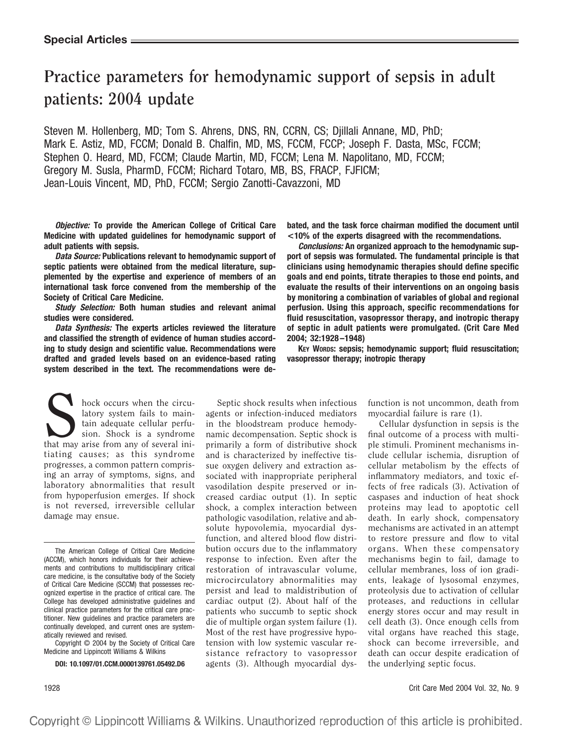Special Articles

# Practice parameters for hemodynamic support of sepsis in adult patients: 2004 update

Steven M. Hollenberg, MD; Tom S. Ahrens, DNS, RN, CCRN, CS; Djillali Annane, MD, PhD; Mark E. Astiz, MD, FCCM; Donald B. Chalfin, MD, MS, FCCM, FCCP; Joseph F. Dasta, MSc, FCCM; Stephen O. Heard, MD, FCCM; Claude Martin, MD, FCCM; Lena M. Napolitano, MD, FCCM; Gregory M. Susla, PharmD, FCCM; Richard Totaro, MB, BS, FRACP, FJFICM; Jean-Louis Vincent, MD, PhD, FCCM; Sergio Zanotti-Cavazzoni, MD

***Objective:*** **To provide the American College of Critical Care Medicine with updated guidelines for hemodynamic support of adult patients with sepsis.**

***Data Source:*** **Publications relevant to hemodynamic support of septic patients were obtained from the medical literature, supplemented by the expertise and experience of members of an international task force convened from the membership of the Society of Critical Care Medicine.**

***Study Selection:*** **Both human studies and relevant animal studies were considered.**

***Data Synthesis:*** **The experts articles reviewed the literature and classified the strength of evidence of human studies according to study design and scientific value. Recommendations were drafted and graded levels based on an evidence-based rating system described in the text. The recommendations were debated, and the task force chairman modified the document until <10% of the experts disagreed with the recommendations.**

***Conclusions:*** **An organized approach to the hemodynamic support of sepsis was formulated. The fundamental principle is that clinicians using hemodynamic therapies should define specific goals and end points, titrate therapies to those end points, and evaluate the results of their interventions on an ongoing basis by monitoring a combination of variables of global and regional perfusion. Using this approach, specific recommendations for fluid resuscitation, vasopressor therapy, and inotropic therapy of septic in adult patients were promulgated. (Crit Care Med 2004; 32:1928–1948)**

**KEY WORDS: sepsis; hemodynamic support; fluid resuscitation; vasopressor therapy; inotropic therapy**

Shock occurs when the circulatory system fails to maintain adequate cellular perfusion. Shock is a syndrome that may arise from any of several initiating causes; as this syndrome progresses, a common pattern comprising an array of symptoms, signs, and laboratory abnormalities that result from hypoperfusion emerges. If shock is not reversed, irreversible cellular damage may ensue.

Septic shock results when infectious agents or infection-induced mediators in the bloodstream produce hemodynamic decompensation. Septic shock is primarily a form of distributive shock and is characterized by ineffective tissue oxygen delivery and extraction associated with inappropriate peripheral vasodilation despite preserved or increased cardiac output (1). In septic shock, a complex interaction between pathologic vasodilation, relative and absolute hypovolemia, myocardial dysfunction, and altered blood flow distribution occurs due to the inflammatory response to infection. Even after the restoration of intravascular volume, microcirculatory abnormalities may persist and lead to maldistribution of cardiac output (2). About half of the patients who succumb to septic shock die of multiple organ system failure (1). Most of the rest have progressive hypotension with low systemic vascular resistance refractory to vasopressor agents (3). Although myocardial dysfunction is not uncommon, death from myocardial failure is rare (1).

Cellular dysfunction in sepsis is the final outcome of a process with multiple stimuli. Prominent mechanisms include cellular ischemia, disruption of cellular metabolism by the effects of inflammatory mediators, and toxic effects of free radicals (3). Activation of caspases and induction of heat shock proteins may lead to apoptotic cell death. In early shock, compensatory mechanisms are activated in an attempt to restore pressure and flow to vital organs. When these compensatory mechanisms begin to fail, damage to cellular membranes, loss of ion gradients, leakage of lysosomal enzymes, proteolysis due to activation of cellular proteases, and reductions in cellular energy stores occur and may result in cell death (3). Once enough cells from vital organs have reached this stage, shock can become irreversible, and death can occur despite eradication of the underlying septic focus.

The American College of Critical Care Medicine (ACCM), which honors individuals for their achievements and contributions to multidisciplinary critical care medicine, is the consultative body of the Society of Critical Care Medicine (SCCM) that possesses recognized expertise in the practice of critical care. The College has developed administrative guidelines and clinical practice parameters for the critical care practitioner. New guidelines and practice parameters are continually developed, and current ones are systematically reviewed and revised.

Copyright © 2004 by the Society of Critical Care Medicine and Lippincott Williams & Wilkins

DOI: 10.1097/01.CCM.0000139761.05492.D6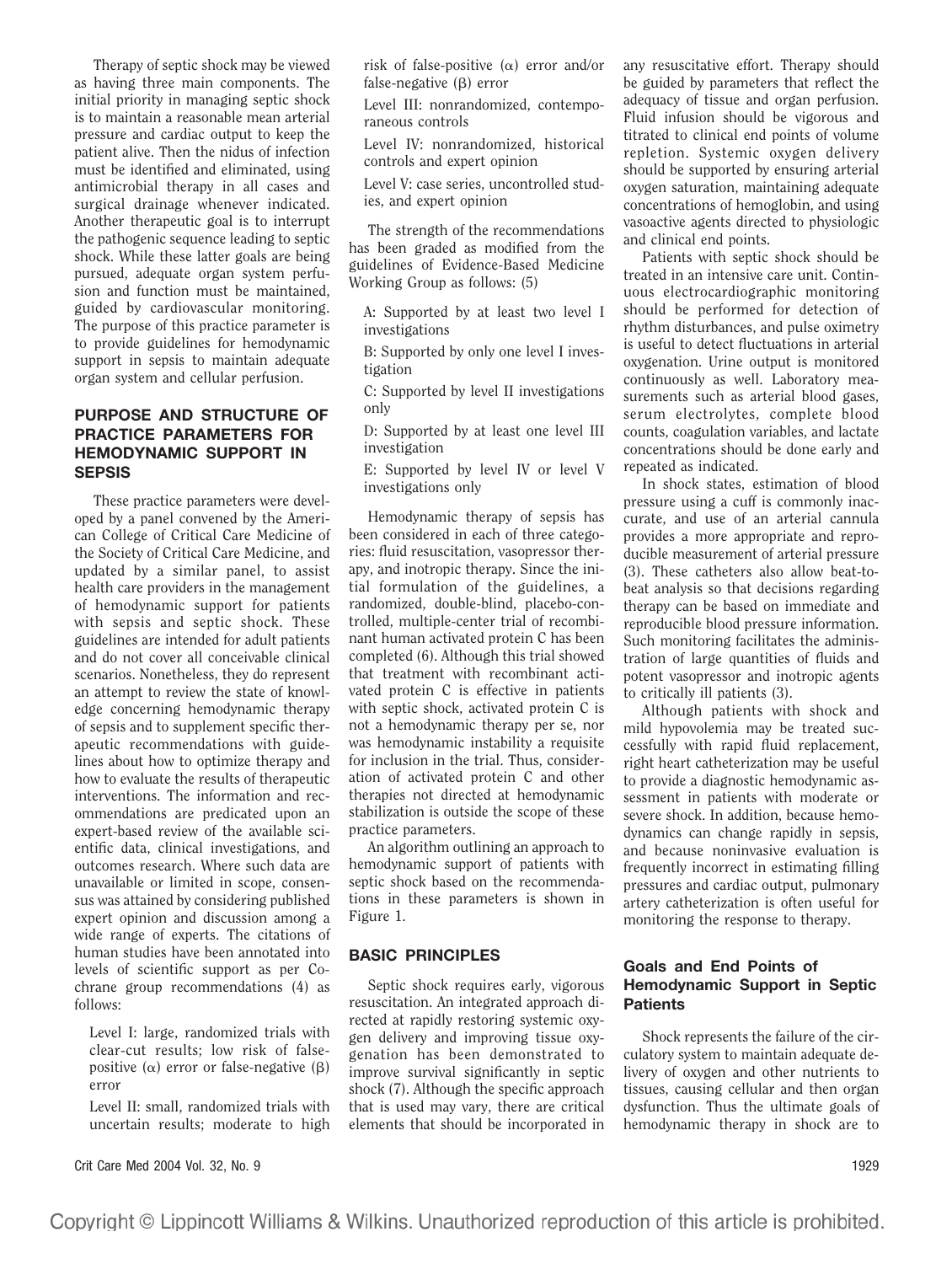Therapy of septic shock may be viewed as having three main components. The initial priority in managing septic shock is to maintain a reasonable mean arterial pressure and cardiac output to keep the patient alive. Then the nidus of infection must be identified and eliminated, using antimicrobial therapy in all cases and surgical drainage whenever indicated. Another therapeutic goal is to interrupt the pathogenic sequence leading to septic shock. While these latter goals are being pursued, adequate organ system perfusion and function must be maintained, guided by cardiovascular monitoring. The purpose of this practice parameter is to provide guidelines for hemodynamic support in sepsis to maintain adequate organ system and cellular perfusion.

## PURPOSE AND STRUCTURE OF PRACTICE PARAMETERS FOR HEMODYNAMIC SUPPORT IN SEPSIS

These practice parameters were developed by a panel convened by the American College of Critical Care Medicine of the Society of Critical Care Medicine, and updated by a similar panel, to assist health care providers in the management of hemodynamic support for patients with sepsis and septic shock. These guidelines are intended for adult patients and do not cover all conceivable clinical scenarios. Nonetheless, they do represent an attempt to review the state of knowledge concerning hemodynamic therapy of sepsis and to supplement specific therapeutic recommendations with guidelines about how to optimize therapy and how to evaluate the results of therapeutic interventions. The information and recommendations are predicated upon an expert-based review of the available scientific data, clinical investigations, and outcomes research. Where such data are unavailable or limited in scope, consensus was attained by considering published expert opinion and discussion among a wide range of experts. The citations of human studies have been annotated into levels of scientific support as per Cochrane group recommendations (4) as follows:

Level I: large, randomized trials with clear-cut results; low risk of false-positive ($\alpha$) error or false-negative ($\beta$) error

Level II: small, randomized trials with uncertain results; moderate to high risk of false-positive ($\alpha$) error and/or false-negative ($\beta$) error

Level III: nonrandomized, contemporaneous controls

Level IV: nonrandomized, historical controls and expert opinion

Level V: case series, uncontrolled studies, and expert opinion

The strength of the recommendations has been graded as modified from the guidelines of Evidence-Based Medicine Working Group as follows: (5)

A: Supported by at least two level I investigations

B: Supported by only one level I investigation

C: Supported by level II investigations only

D: Supported by at least one level III investigation

E: Supported by level IV or level V investigations only

Hemodynamic therapy of sepsis has been considered in each of three categories: fluid resuscitation, vasopressor therapy, and inotropic therapy. Since the initial formulation of the guidelines, a randomized, double-blind, placebo-controlled, multiple-center trial of recombinant human activated protein C has been completed (6). Although this trial showed that treatment with recombinant activated protein C is effective in patients with septic shock, activated protein C is not a hemodynamic therapy per se, nor was hemodynamic instability a requisite for inclusion in the trial. Thus, consideration of activated protein C and other therapies not directed at hemodynamic stabilization is outside the scope of these practice parameters.

An algorithm outlining an approach to hemodynamic support of patients with septic shock based on the recommendations in these parameters is shown in Figure 1.

## BASIC PRINCIPLES

Septic shock requires early, vigorous resuscitation. An integrated approach directed at rapidly restoring systemic oxygen delivery and improving tissue oxygenation has been demonstrated to improve survival significantly in septic shock (7). Although the specific approach that is used may vary, there are critical elements that should be incorporated in any resuscitative effort. Therapy should be guided by parameters that reflect the adequacy of tissue and organ perfusion. Fluid infusion should be vigorous and titrated to clinical end points of volume repletion. Systemic oxygen delivery should be supported by ensuring arterial oxygen saturation, maintaining adequate concentrations of hemoglobin, and using vasoactive agents directed to physiologic and clinical end points.

Patients with septic shock should be treated in an intensive care unit. Continuous electrocardiographic monitoring should be performed for detection of rhythm disturbances, and pulse oximetry is useful to detect fluctuations in arterial oxygenation. Urine output is monitored continuously as well. Laboratory measurements such as arterial blood gases, serum electrolytes, complete blood counts, coagulation variables, and lactate concentrations should be done early and repeated as indicated.

In shock states, estimation of blood pressure using a cuff is commonly inaccurate, and use of an arterial cannula provides a more appropriate and reproducible measurement of arterial pressure (3). These catheters also allow beat-to-beat analysis so that decisions regarding therapy can be based on immediate and reproducible blood pressure information. Such monitoring facilitates the administration of large quantities of fluids and potent vasopressor and inotropic agents to critically ill patients (3).

Although patients with shock and mild hypovolemia may be treated successfully with rapid fluid replacement, right heart catheterization may be useful to provide a diagnostic hemodynamic assessment in patients with moderate or severe shock. In addition, because hemodynamics can change rapidly in sepsis, and because noninvasive evaluation is frequently incorrect in estimating filling pressures and cardiac output, pulmonary artery catheterization is often useful for monitoring the response to therapy.

### Goals and End Points of Hemodynamic Support in Septic Patients

Shock represents the failure of the circulatory system to maintain adequate delivery of oxygen and other nutrients to tissues, causing cellular and then organ dysfunction. Thus the ultimate goals of hemodynamic therapy in shock are to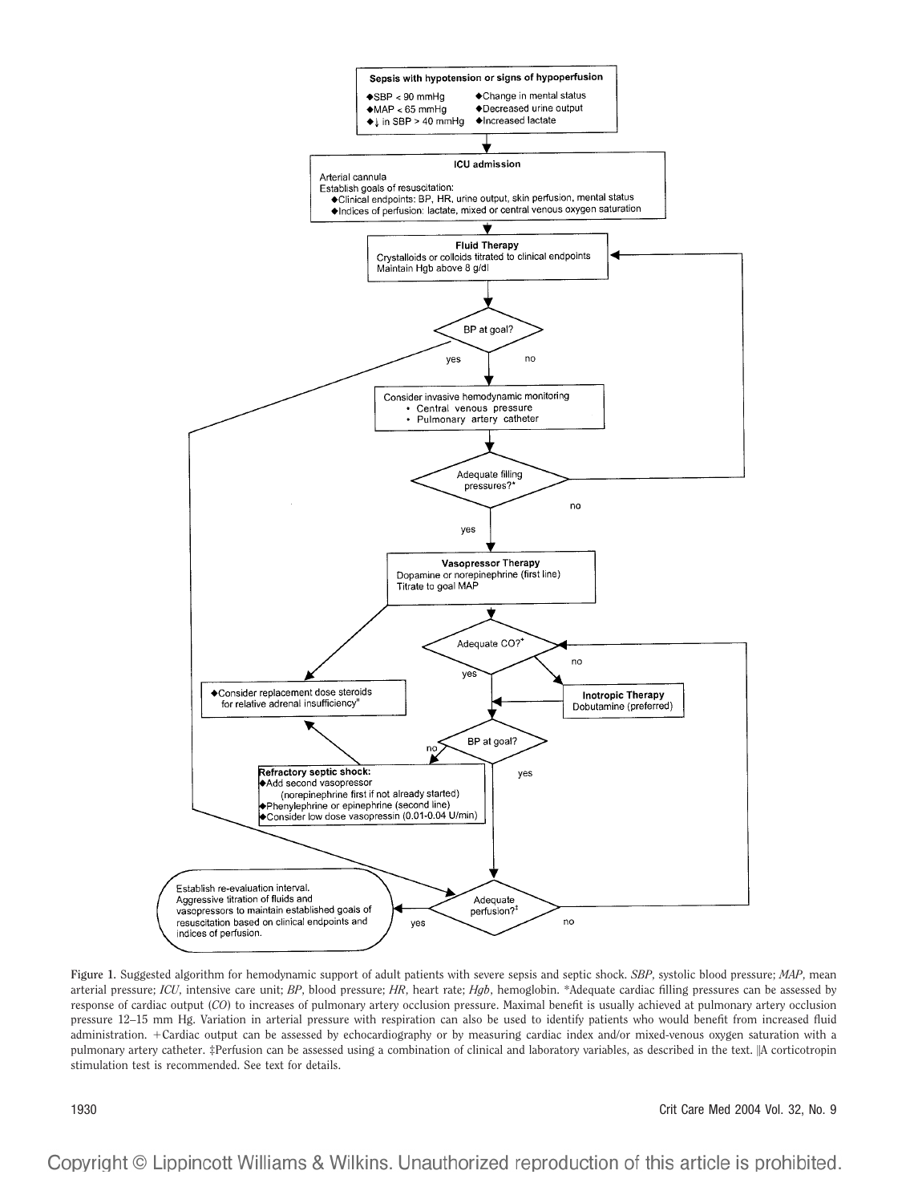Sepsis with hypotension or signs of hypoperfusion

◆SBP < 90 mmHg
◆MAP < 65 mmHg
◆↓ in SBP > 40 mmHg
◆Change in mental status
◆Decreased urine output
◆Increased lactate

ICU admission

Arterial cannula
Establish goals of resuscitation:
◆Clinical endpoints: BP, HR, urine output, skin perfusion, mental status
◆Indices of perfusion: lactate, mixed or central venous oxygen saturation

Fluid Therapy

Crystalloids or colloids titrated to clinical endpoints
Maintain Hgb above 8 g/dl

BP at goal?

yes

no

Consider invasive hemodynamic monitoring
• Central venous pressure
• Pulmonary artery catheter

Adequate filling pressures?*

no

yes

Vasopressor Therapy

Dopamine or norepinephrine (first line)
Titrate to goal MAP

Adequate CO?+

no

yes

◆Consider replacement dose steroids for relative adrenal insufficiency||

Inotropic Therapy

Dobutamine (preferred)

BP at goal?

no

yes

Refractory septic shock:
◆Add second vasopressor (norepinephrine first if not already started)
◆Phenylephrine or epinephrine (second line)
◆Consider low dose vasopressin (0.01-0.04 U/min)

Establish re-evaluation interval.
Aggressive titration of fluids and vasopressors to maintain established goals of resuscitation based on clinical endpoints and indices of perfusion.

Adequate perfusion?‡

yes

no

Figure 1. Suggested algorithm for hemodynamic support of adult patients with severe sepsis and septic shock. *SBP*, systolic blood pressure; *MAP*, mean arterial pressure; *ICU*, intensive care unit; *BP*, blood pressure; *HR*, heart rate; *Hgb*, hemoglobin. *Adequate cardiac filling pressures can be assessed by response of cardiac output (*CO*) to increases of pulmonary artery occlusion pressure. Maximal benefit is usually achieved at pulmonary artery occlusion pressure 12–15 mm Hg. Variation in arterial pressure with respiration can also be used to identify patients who would benefit from increased fluid administration. +Cardiac output can be assessed by echocardiography or by measuring cardiac index and/or mixed-venous oxygen saturation with a pulmonary artery catheter. ‡Perfusion can be assessed using a combination of clinical and laboratory variables, as described in the text. ||A corticotropin stimulation test is recommended. See text for details.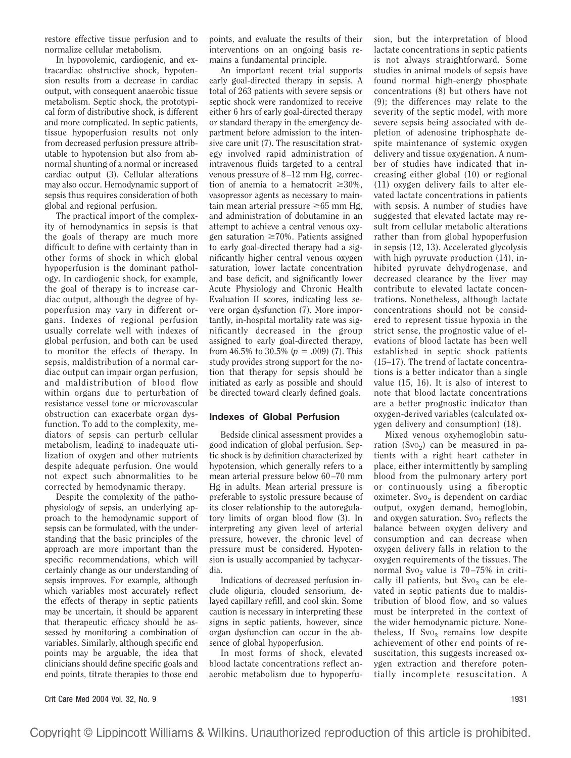restore effective tissue perfusion and to normalize cellular metabolism.

In hypovolemic, cardiogenic, and extracardiac obstructive shock, hypotension results from a decrease in cardiac output, with consequent anaerobic tissue metabolism. Septic shock, the prototypical form of distributive shock, is different and more complicated. In septic patients, tissue hypoperfusion results not only from decreased perfusion pressure attributable to hypotension but also from abnormal shunting of a normal or increased cardiac output (3). Cellular alterations may also occur. Hemodynamic support of sepsis thus requires consideration of both global and regional perfusion.

The practical import of the complexity of hemodynamics in sepsis is that the goals of therapy are much more difficult to define with certainty than in other forms of shock in which global hypoperfusion is the dominant pathology. In cardiogenic shock, for example, the goal of therapy is to increase cardiac output, although the degree of hypoperfusion may vary in different organs. Indexes of regional perfusion usually correlate well with indexes of global perfusion, and both can be used to monitor the effects of therapy. In sepsis, maldistribution of a normal cardiac output can impair organ perfusion, and maldistribution of blood flow within organs due to perturbation of resistance vessel tone or microvascular obstruction can exacerbate organ dysfunction. To add to the complexity, mediators of sepsis can perturb cellular metabolism, leading to inadequate utilization of oxygen and other nutrients despite adequate perfusion. One would not expect such abnormalities to be corrected by hemodynamic therapy.

Despite the complexity of the pathophysiology of sepsis, an underlying approach to the hemodynamic support of sepsis can be formulated, with the understanding that the basic principles of the approach are more important than the specific recommendations, which will certainly change as our understanding of sepsis improves. For example, although which variables most accurately reflect the effects of therapy in septic patients may be uncertain, it should be apparent that therapeutic efficacy should be assessed by monitoring a combination of variables. Similarly, although specific end points may be arguable, the idea that clinicians should define specific goals and end points, titrate therapies to those end points, and evaluate the results of their interventions on an ongoing basis remains a fundamental principle.

An important recent trial supports early goal-directed therapy in sepsis. A total of 263 patients with severe sepsis or septic shock were randomized to receive either 6 hrs of early goal-directed therapy or standard therapy in the emergency department before admission to the intensive care unit (7). The resuscitation strategy involved rapid administration of intravenous fluids targeted to a central venous pressure of 8–12 mm Hg, correction of anemia to a hematocrit $\geq$30%, vasopressor agents as necessary to maintain mean arterial pressure $\geq$65 mm Hg, and administration of dobutamine in an attempt to achieve a central venous oxygen saturation $\geq$70%. Patients assigned to early goal-directed therapy had a significantly higher central venous oxygen saturation, lower lactate concentration and base deficit, and significantly lower Acute Physiology and Chronic Health Evaluation II scores, indicating less severe organ dysfunction (7). More importantly, in-hospital mortality rate was significantly decreased in the group assigned to early goal-directed therapy, from 46.5% to 30.5% ($p = .009$) (7). This study provides strong support for the notion that therapy for sepsis should be initiated as early as possible and should be directed toward clearly defined goals.

## Indexes of Global Perfusion

Bedside clinical assessment provides a good indication of global perfusion. Septic shock is by definition characterized by hypotension, which generally refers to a mean arterial pressure below 60–70 mm Hg in adults. Mean arterial pressure is preferable to systolic pressure because of its closer relationship to the autoregulatory limits of organ blood flow (3). In interpreting any given level of arterial pressure, however, the chronic level of pressure must be considered. Hypotension is usually accompanied by tachycardia.

Indications of decreased perfusion include oliguria, clouded sensorium, delayed capillary refill, and cool skin. Some caution is necessary in interpreting these signs in septic patients, however, since organ dysfunction can occur in the absence of global hypoperfusion.

In most forms of shock, elevated blood lactate concentrations reflect anaerobic metabolism due to hypoperfusion, but the interpretation of blood lactate concentrations in septic patients is not always straightforward. Some studies in animal models of sepsis have found normal high-energy phosphate concentrations (8) but others have not (9); the differences may relate to the severity of the septic model, with more severe sepsis being associated with depletion of adenosine triphosphate despite maintenance of systemic oxygen delivery and tissue oxygenation. A number of studies have indicated that increasing either global (10) or regional (11) oxygen delivery fails to alter elevated lactate concentrations in patients with sepsis. A number of studies have suggested that elevated lactate may result from cellular metabolic alterations rather than from global hypoperfusion in sepsis (12, 13). Accelerated glycolysis with high pyruvate production (14), inhibited pyruvate dehydrogenase, and decreased clearance by the liver may contribute to elevated lactate concentrations. Nonetheless, although lactate concentrations should not be considered to represent tissue hypoxia in the strict sense, the prognostic value of elevations of blood lactate has been well established in septic shock patients (15–17). The trend of lactate concentrations is a better indicator than a single value (15, 16). It is also of interest to note that blood lactate concentrations are a better prognostic indicator than oxygen-derived variables (calculated oxygen delivery and consumption) (18).

Mixed venous oxyhemoglobin saturation ($SvO_2$) can be measured in patients with a right heart catheter in place, either intermittently by sampling blood from the pulmonary artery port or continuously using a fiberoptic oximeter. $SvO_2$ is dependent on cardiac output, oxygen demand, hemoglobin, and oxygen saturation. $SvO_2$ reflects the balance between oxygen delivery and consumption and can decrease when oxygen delivery falls in relation to the oxygen requirements of the tissues. The normal $SvO_2$ value is 70–75% in critically ill patients, but $SvO_2$ can be elevated in septic patients due to maldistribution of blood flow, and so values must be interpreted in the context of the wider hemodynamic picture. Nonetheless, If $SvO_2$ remains low despite achievement of other end points of resuscitation, this suggests increased oxygen extraction and therefore potentially incomplete resuscitation. A

Copyright © Lippincott Williams & Wilkins. Unauthorized reproduction of this article is prohibited.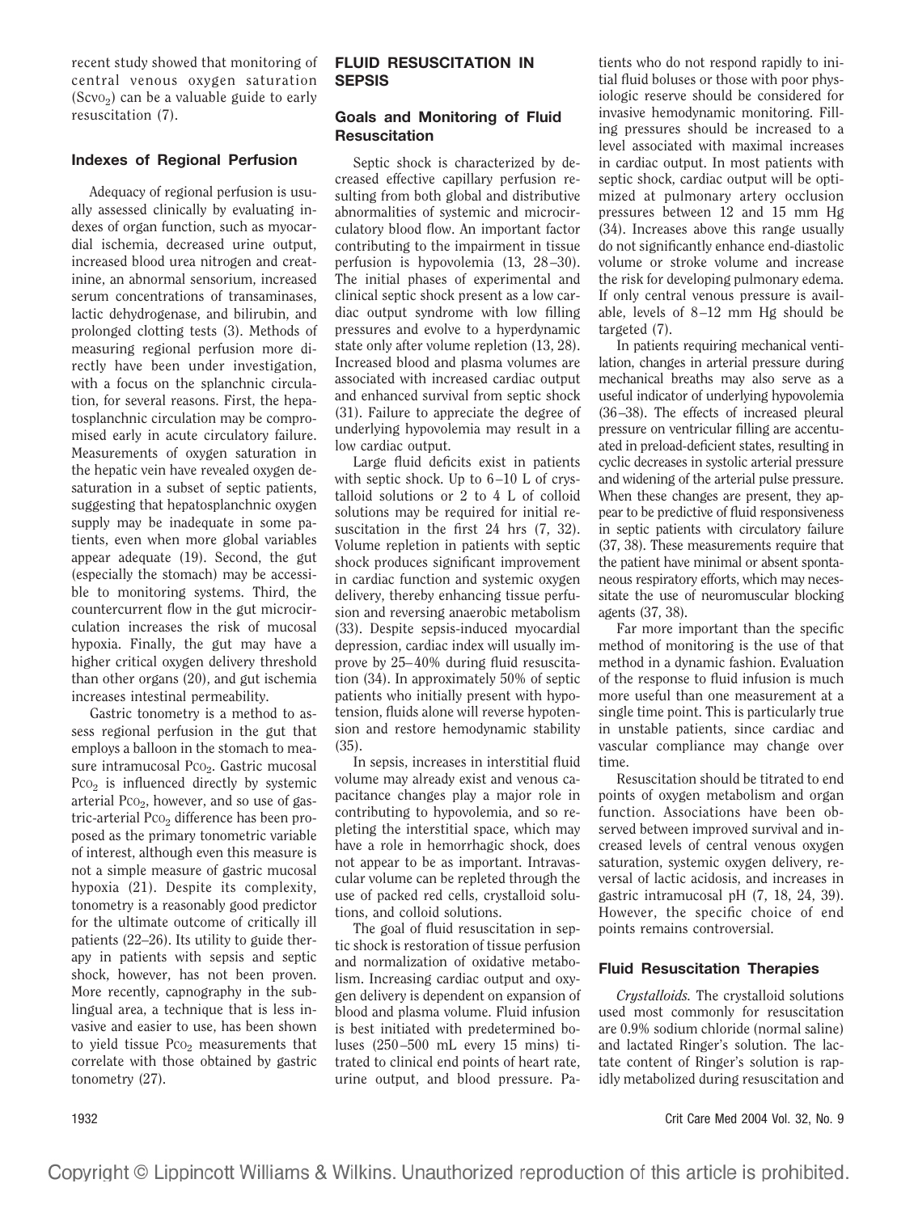recent study showed that monitoring of central venous oxygen saturation ($ScvO_2$) can be a valuable guide to early resuscitation (7).

### Indexes of Regional Perfusion

Adequacy of regional perfusion is usually assessed clinically by evaluating indexes of organ function, such as myocardial ischemia, decreased urine output, increased blood urea nitrogen and creatinine, an abnormal sensorium, increased serum concentrations of transaminases, lactic dehydrogenase, and bilirubin, and prolonged clotting tests (3). Methods of measuring regional perfusion more directly have been under investigation, with a focus on the splanchnic circulation, for several reasons. First, the hepatosplanchnic circulation may be compromised early in acute circulatory failure. Measurements of oxygen saturation in the hepatic vein have revealed oxygen desaturation in a subset of septic patients, suggesting that hepatosplanchnic oxygen supply may be inadequate in some patients, even when more global variables appear adequate (19). Second, the gut (especially the stomach) may be accessible to monitoring systems. Third, the countercurrent flow in the gut microcirculation increases the risk of mucosal hypoxia. Finally, the gut may have a higher critical oxygen delivery threshold than other organs (20), and gut ischemia increases intestinal permeability.

Gastric tonometry is a method to assess regional perfusion in the gut that employs a balloon in the stomach to measure intramucosal $PCO_2$. Gastric mucosal $PCO_2$ is influenced directly by systemic arterial $PCO_2$, however, and so use of gastric-arterial $PCO_2$ difference has been proposed as the primary tonometric variable of interest, although even this measure is not a simple measure of gastric mucosal hypoxia (21). Despite its complexity, tonometry is a reasonably good predictor for the ultimate outcome of critically ill patients (22–26). Its utility to guide therapy in patients with sepsis and septic shock, however, has not been proven. More recently, capnography in the sublingual area, a technique that is less invasive and easier to use, has been shown to yield tissue $PCO_2$ measurements that correlate with those obtained by gastric tonometry (27).

## FLUID RESUSCITATION IN SEPSIS

### Goals and Monitoring of Fluid Resuscitation

Septic shock is characterized by decreased effective capillary perfusion resulting from both global and distributive abnormalities of systemic and microcirculatory blood flow. An important factor contributing to the impairment in tissue perfusion is hypovolemia (13, 28–30). The initial phases of experimental and clinical septic shock present as a low cardiac output syndrome with low filling pressures and evolve to a hyperdynamic state only after volume repletion (13, 28). Increased blood and plasma volumes are associated with increased cardiac output and enhanced survival from septic shock (31). Failure to appreciate the degree of underlying hypovolemia may result in a low cardiac output.

Large fluid deficits exist in patients with septic shock. Up to 6–10 L of crystalloid solutions or 2 to 4 L of colloid solutions may be required for initial resuscitation in the first 24 hrs (7, 32). Volume repletion in patients with septic shock produces significant improvement in cardiac function and systemic oxygen delivery, thereby enhancing tissue perfusion and reversing anaerobic metabolism (33). Despite sepsis-induced myocardial depression, cardiac index will usually improve by 25–40% during fluid resuscitation (34). In approximately 50% of septic patients who initially present with hypotension, fluids alone will reverse hypotension and restore hemodynamic stability (35).

In sepsis, increases in interstitial fluid volume may already exist and venous capacitance changes play a major role in contributing to hypovolemia, and so repleting the interstitial space, which may have a role in hemorrhagic shock, does not appear to be as important. Intravascular volume can be repleted through the use of packed red cells, crystalloid solutions, and colloid solutions.

The goal of fluid resuscitation in septic shock is restoration of tissue perfusion and normalization of oxidative metabolism. Increasing cardiac output and oxygen delivery is dependent on expansion of blood and plasma volume. Fluid infusion is best initiated with predetermined boluses (250–500 mL every 15 mins) titrated to clinical end points of heart rate, urine output, and blood pressure. Patients who do not respond rapidly to initial fluid boluses or those with poor physiologic reserve should be considered for invasive hemodynamic monitoring. Filling pressures should be increased to a level associated with maximal increases in cardiac output. In most patients with septic shock, cardiac output will be optimized at pulmonary artery occlusion pressures between 12 and 15 mm Hg (34). Increases above this range usually do not significantly enhance end-diastolic volume or stroke volume and increase the risk for developing pulmonary edema. If only central venous pressure is available, levels of 8–12 mm Hg should be targeted (7).

In patients requiring mechanical ventilation, changes in arterial pressure during mechanical breaths may also serve as a useful indicator of underlying hypovolemia (36–38). The effects of increased pleural pressure on ventricular filling are accentuated in preload-deficient states, resulting in cyclic decreases in systolic arterial pressure and widening of the arterial pulse pressure. When these changes are present, they appear to be predictive of fluid responsiveness in septic patients with circulatory failure (37, 38). These measurements require that the patient have minimal or absent spontaneous respiratory efforts, which may necessitate the use of neuromuscular blocking agents (37, 38).

Far more important than the specific method of monitoring is the use of that method in a dynamic fashion. Evaluation of the response to fluid infusion is much more useful than one measurement at a single time point. This is particularly true in unstable patients, since cardiac and vascular compliance may change over time.

Resuscitation should be titrated to end points of oxygen metabolism and organ function. Associations have been observed between improved survival and increased levels of central venous oxygen saturation, systemic oxygen delivery, reversal of lactic acidosis, and increases in gastric intramucosal pH (7, 18, 24, 39). However, the specific choice of end points remains controversial.

### Fluid Resuscitation Therapies

*Crystalloids.* The crystalloid solutions used most commonly for resuscitation are 0.9% sodium chloride (normal saline) and lactated Ringer's solution. The lactate content of Ringer's solution is rapidly metabolized during resuscitation and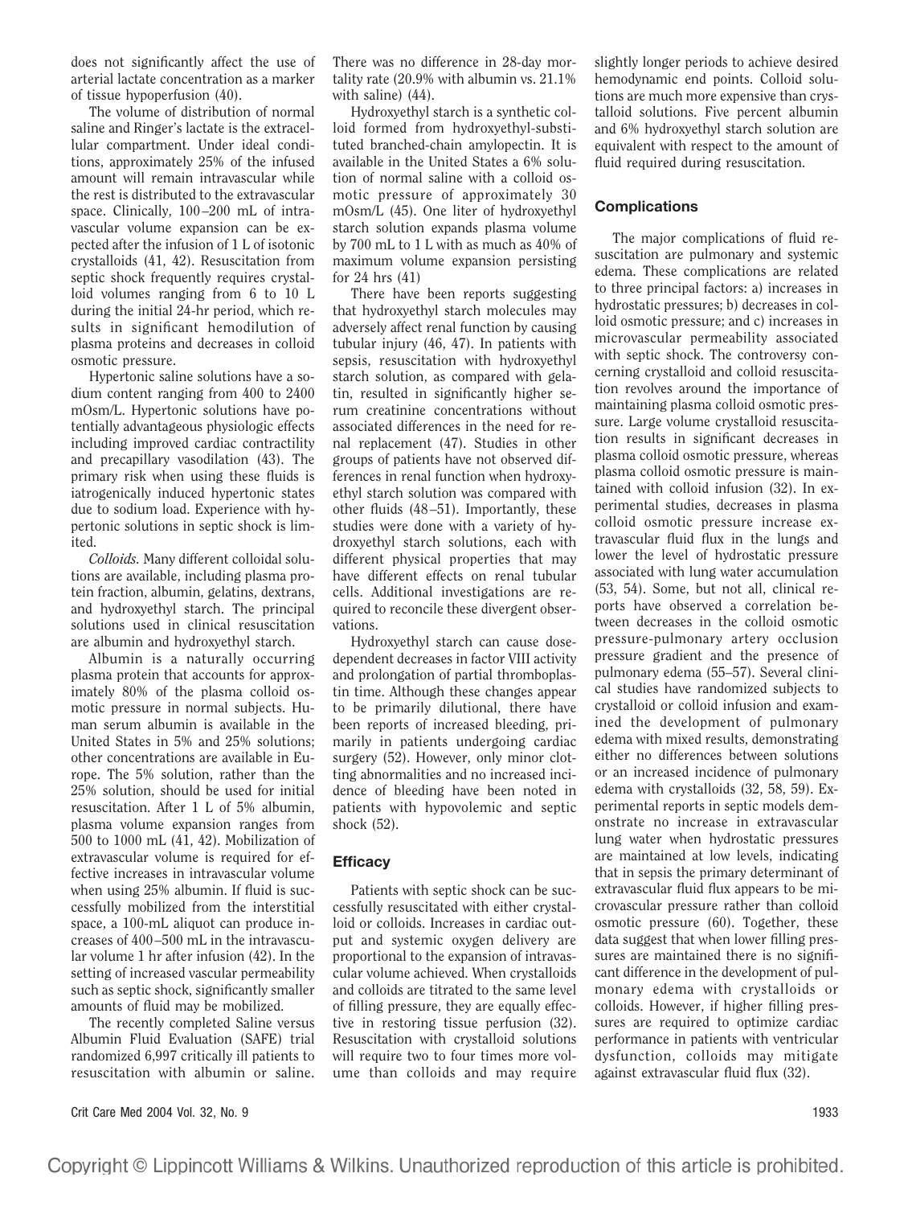does not significantly affect the use of arterial lactate concentration as a marker of tissue hypoperfusion (40).

The volume of distribution of normal saline and Ringer's lactate is the extracellular compartment. Under ideal conditions, approximately 25% of the infused amount will remain intravascular while the rest is distributed to the extravascular space. Clinically, 100–200 mL of intravascular volume expansion can be expected after the infusion of 1 L of isotonic crystalloids (41, 42). Resuscitation from septic shock frequently requires crystalloid volumes ranging from 6 to 10 L during the initial 24-hr period, which results in significant hemodilution of plasma proteins and decreases in colloid osmotic pressure.

Hypertonic saline solutions have a sodium content ranging from 400 to 2400 mOsm/L. Hypertonic solutions have potentially advantageous physiologic effects including improved cardiac contractility and precapillary vasodilation (43). The primary risk when using these fluids is iatrogenically induced hypertonic states due to sodium load. Experience with hypertonic solutions in septic shock is limited.

*Colloids.* Many different colloidal solutions are available, including plasma protein fraction, albumin, gelatins, dextrans, and hydroxyethyl starch. The principal solutions used in clinical resuscitation are albumin and hydroxyethyl starch.

Albumin is a naturally occurring plasma protein that accounts for approximately 80% of the plasma colloid osmotic pressure in normal subjects. Human serum albumin is available in the United States in 5% and 25% solutions; other concentrations are available in Europe. The 5% solution, rather than the 25% solution, should be used for initial resuscitation. After 1 L of 5% albumin, plasma volume expansion ranges from 500 to 1000 mL (41, 42). Mobilization of extravascular volume is required for effective increases in intravascular volume when using 25% albumin. If fluid is successfully mobilized from the interstitial space, a 100-mL aliquot can produce increases of 400–500 mL in the intravascular volume 1 hr after infusion (42). In the setting of increased vascular permeability such as septic shock, significantly smaller amounts of fluid may be mobilized.

The recently completed Saline versus Albumin Fluid Evaluation (SAFE) trial randomized 6,997 critically ill patients to resuscitation with albumin or saline. There was no difference in 28-day mortality rate (20.9% with albumin vs. 21.1% with saline) (44).

Hydroxyethyl starch is a synthetic colloid formed from hydroxyethyl-substituted branched-chain amylopectin. It is available in the United States a 6% solution of normal saline with a colloid osmotic pressure of approximately 30 mOsm/L (45). One liter of hydroxyethyl starch solution expands plasma volume by 700 mL to 1 L with as much as 40% of maximum volume expansion persisting for 24 hrs (41)

There have been reports suggesting that hydroxyethyl starch molecules may adversely affect renal function by causing tubular injury (46, 47). In patients with sepsis, resuscitation with hydroxyethyl starch solution, as compared with gelatin, resulted in significantly higher serum creatinine concentrations without associated differences in the need for renal replacement (47). Studies in other groups of patients have not observed differences in renal function when hydroxyethyl starch solution was compared with other fluids (48–51). Importantly, these studies were done with a variety of hydroxyethyl starch solutions, each with different physical properties that may have different effects on renal tubular cells. Additional investigations are required to reconcile these divergent observations.

Hydroxyethyl starch can cause dose-dependent decreases in factor VIII activity and prolongation of partial thromboplastin time. Although these changes appear to be primarily dilutional, there have been reports of increased bleeding, primarily in patients undergoing cardiac surgery (52). However, only minor clotting abnormalities and no increased incidence of bleeding have been noted in patients with hypovolemic and septic shock (52).

## Efficacy

Patients with septic shock can be successfully resuscitated with either crystalloid or colloids. Increases in cardiac output and systemic oxygen delivery are proportional to the expansion of intravascular volume achieved. When crystalloids and colloids are titrated to the same level of filling pressure, they are equally effective in restoring tissue perfusion (32). Resuscitation with crystalloid solutions will require two to four times more volume than colloids and may require slightly longer periods to achieve desired hemodynamic end points. Colloid solutions are much more expensive than crystalloid solutions. Five percent albumin and 6% hydroxyethyl starch solution are equivalent with respect to the amount of fluid required during resuscitation.

## Complications

The major complications of fluid resuscitation are pulmonary and systemic edema. These complications are related to three principal factors: a) increases in hydrostatic pressures; b) decreases in colloid osmotic pressure; and c) increases in microvascular permeability associated with septic shock. The controversy concerning crystalloid and colloid resuscitation revolves around the importance of maintaining plasma colloid osmotic pressure. Large volume crystalloid resuscitation results in significant decreases in plasma colloid osmotic pressure, whereas plasma colloid osmotic pressure is maintained with colloid infusion (32). In experimental studies, decreases in plasma colloid osmotic pressure increase extravascular fluid flux in the lungs and lower the level of hydrostatic pressure associated with lung water accumulation (53, 54). Some, but not all, clinical reports have observed a correlation between decreases in the colloid osmotic pressure-pulmonary artery occlusion pressure gradient and the presence of pulmonary edema (55–57). Several clinical studies have randomized subjects to crystalloid or colloid infusion and examined the development of pulmonary edema with mixed results, demonstrating either no differences between solutions or an increased incidence of pulmonary edema with crystalloids (32, 58, 59). Experimental reports in septic models demonstrate no increase in extravascular lung water when hydrostatic pressures are maintained at low levels, indicating that in sepsis the primary determinant of extravascular fluid flux appears to be microvascular pressure rather than colloid osmotic pressure (60). Together, these data suggest that when lower filling pressures are maintained there is no significant difference in the development of pulmonary edema with crystalloids or colloids. However, if higher filling pressures are required to optimize cardiac performance in patients with ventricular dysfunction, colloids may mitigate against extravascular fluid flux (32).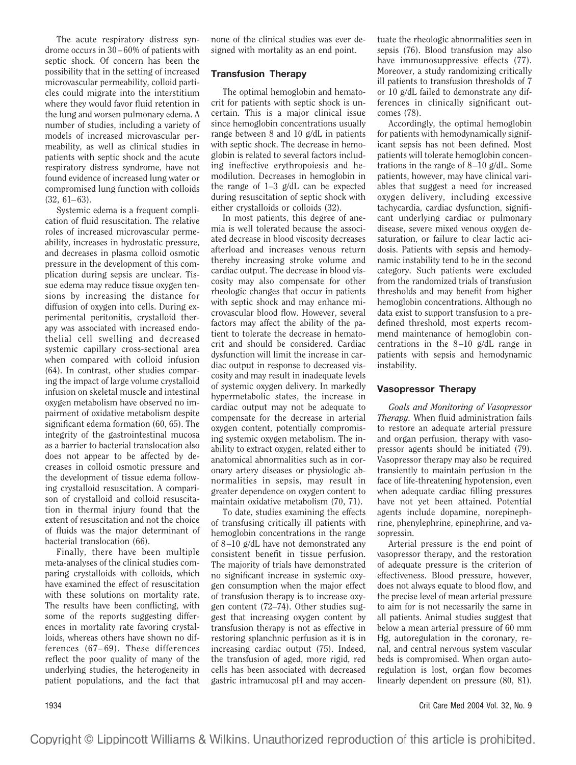The acute respiratory distress syndrome occurs in 30–60% of patients with septic shock. Of concern has been the possibility that in the setting of increased microvascular permeability, colloid particles could migrate into the interstitium where they would favor fluid retention in the lung and worsen pulmonary edema. A number of studies, including a variety of models of increased microvascular permeability, as well as clinical studies in patients with septic shock and the acute respiratory distress syndrome, have not found evidence of increased lung water or compromised lung function with colloids (32, 61–63).

Systemic edema is a frequent complication of fluid resuscitation. The relative roles of increased microvascular permeability, increases in hydrostatic pressure, and decreases in plasma colloid osmotic pressure in the development of this complication during sepsis are unclear. Tissue edema may reduce tissue oxygen tensions by increasing the distance for diffusion of oxygen into cells. During experimental peritonitis, crystalloid therapy was associated with increased endothelial cell swelling and decreased systemic capillary cross-sectional area when compared with colloid infusion (64). In contrast, other studies comparing the impact of large volume crystalloid infusion on skeletal muscle and intestinal oxygen metabolism have observed no impairment of oxidative metabolism despite significant edema formation (60, 65). The integrity of the gastrointestinal mucosa as a barrier to bacterial translocation also does not appear to be affected by decreases in colloid osmotic pressure and the development of tissue edema following crystalloid resuscitation. A comparison of crystalloid and colloid resuscitation in thermal injury found that the extent of resuscitation and not the choice of fluids was the major determinant of bacterial translocation (66).

Finally, there have been multiple meta-analyses of the clinical studies comparing crystalloids with colloids, which have examined the effect of resuscitation with these solutions on mortality rate. The results have been conflicting, with some of the reports suggesting differences in mortality rate favoring crystalloids, whereas others have shown no differences (67–69). These differences reflect the poor quality of many of the underlying studies, the heterogeneity in patient populations, and the fact that none of the clinical studies was ever designed with mortality as an end point.

## Transfusion Therapy

The optimal hemoglobin and hematocrit for patients with septic shock is uncertain. This is a major clinical issue since hemoglobin concentrations usually range between 8 and 10 g/dL in patients with septic shock. The decrease in hemoglobin is related to several factors including ineffective erythropoiesis and hemodilution. Decreases in hemoglobin in the range of 1–3 g/dL can be expected during resuscitation of septic shock with either crystalloids or colloids (32).

In most patients, this degree of anemia is well tolerated because the associated decrease in blood viscosity decreases afterload and increases venous return thereby increasing stroke volume and cardiac output. The decrease in blood viscosity may also compensate for other rheologic changes that occur in patients with septic shock and may enhance microvascular blood flow. However, several factors may affect the ability of the patient to tolerate the decrease in hematocrit and should be considered. Cardiac dysfunction will limit the increase in cardiac output in response to decreased viscosity and may result in inadequate levels of systemic oxygen delivery. In markedly hypermetabolic states, the increase in cardiac output may not be adequate to compensate for the decrease in arterial oxygen content, potentially compromising systemic oxygen metabolism. The inability to extract oxygen, related either to anatomical abnormalities such as in coronary artery diseases or physiologic abnormalities in sepsis, may result in greater dependence on oxygen content to maintain oxidative metabolism (70, 71).

To date, studies examining the effects of transfusing critically ill patients with hemoglobin concentrations in the range of 8–10 g/dL have not demonstrated any consistent benefit in tissue perfusion. The majority of trials have demonstrated no significant increase in systemic oxygen consumption when the major effect of transfusion therapy is to increase oxygen content (72–74). Other studies suggest that increasing oxygen content by transfusion therapy is not as effective in restoring splanchnic perfusion as it is in increasing cardiac output (75). Indeed, the transfusion of aged, more rigid, red cells has been associated with decreased gastric intramucosal pH and may accentuate the rheologic abnormalities seen in sepsis (76). Blood transfusion may also have immunosuppressive effects (77). Moreover, a study randomizing critically ill patients to transfusion thresholds of 7 or 10 g/dL failed to demonstrate any differences in clinically significant outcomes (78).

Accordingly, the optimal hemoglobin for patients with hemodynamically significant sepsis has not been defined. Most patients will tolerate hemoglobin concentrations in the range of 8–10 g/dL. Some patients, however, may have clinical variables that suggest a need for increased oxygen delivery, including excessive tachycardia, cardiac dysfunction, significant underlying cardiac or pulmonary disease, severe mixed venous oxygen desaturation, or failure to clear lactic acidosis. Patients with sepsis and hemodynamic instability tend to be in the second category. Such patients were excluded from the randomized trials of transfusion thresholds and may benefit from higher hemoglobin concentrations. Although no data exist to support transfusion to a predefined threshold, most experts recommend maintenance of hemoglobin concentrations in the 8–10 g/dL range in patients with sepsis and hemodynamic instability.

## Vasopressor Therapy

*Goals and Monitoring of Vasopressor Therapy.* When fluid administration fails to restore an adequate arterial pressure and organ perfusion, therapy with vasopressor agents should be initiated (79). Vasopressor therapy may also be required transiently to maintain perfusion in the face of life-threatening hypotension, even when adequate cardiac filling pressures have not yet been attained. Potential agents include dopamine, norepinephrine, phenylephrine, epinephrine, and vasopressin.

Arterial pressure is the end point of vasopressor therapy, and the restoration of adequate pressure is the criterion of effectiveness. Blood pressure, however, does not always equate to blood flow, and the precise level of mean arterial pressure to aim for is not necessarily the same in all patients. Animal studies suggest that below a mean arterial pressure of 60 mm Hg, autoregulation in the coronary, renal, and central nervous system vascular beds is compromised. When organ autoregulation is lost, organ flow becomes linearly dependent on pressure (80, 81).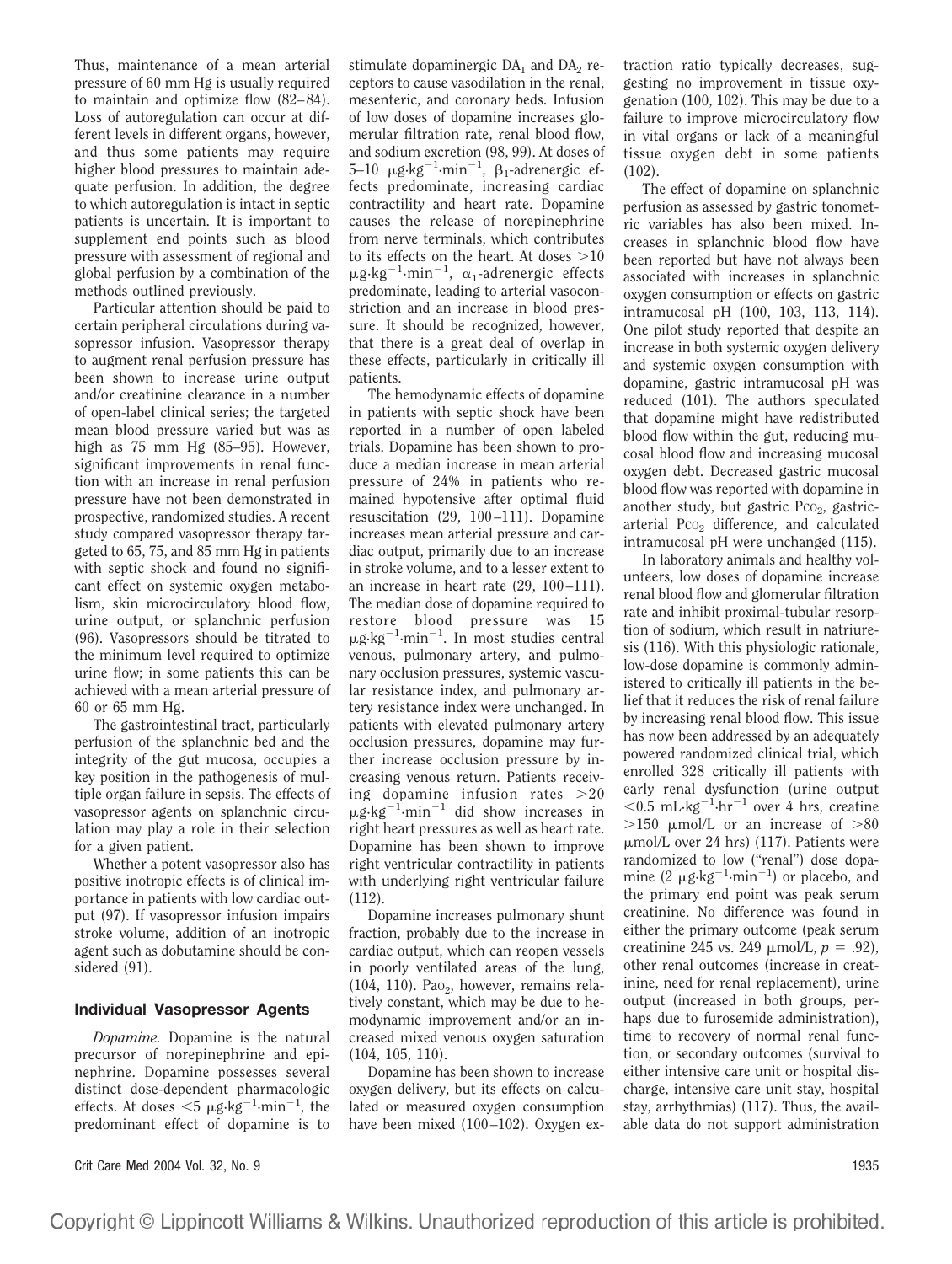Thus, maintenance of a mean arterial pressure of 60 mm Hg is usually required to maintain and optimize flow (82–84). Loss of autoregulation can occur at different levels in different organs, however, and thus some patients may require higher blood pressures to maintain adequate perfusion. In addition, the degree to which autoregulation is intact in septic patients is uncertain. It is important to supplement end points such as blood pressure with assessment of regional and global perfusion by a combination of the methods outlined previously.

Particular attention should be paid to certain peripheral circulations during vasopressor infusion. Vasopressor therapy to augment renal perfusion pressure has been shown to increase urine output and/or creatinine clearance in a number of open-label clinical series; the targeted mean blood pressure varied but was as high as 75 mm Hg (85–95). However, significant improvements in renal function with an increase in renal perfusion pressure have not been demonstrated in prospective, randomized studies. A recent study compared vasopressor therapy targeted to 65, 75, and 85 mm Hg in patients with septic shock and found no significant effect on systemic oxygen metabolism, skin microcirculatory blood flow, urine output, or splanchnic perfusion (96). Vasopressors should be titrated to the minimum level required to optimize urine flow; in some patients this can be achieved with a mean arterial pressure of 60 or 65 mm Hg.

The gastrointestinal tract, particularly perfusion of the splanchnic bed and the integrity of the gut mucosa, occupies a key position in the pathogenesis of multiple organ failure in sepsis. The effects of vasopressor agents on splanchnic circulation may play a role in their selection for a given patient.

Whether a potent vasopressor also has positive inotropic effects is of clinical importance in patients with low cardiac output (97). If vasopressor infusion impairs stroke volume, addition of an inotropic agent such as dobutamine should be considered (91).

### Individual Vasopressor Agents

*Dopamine.* Dopamine is the natural precursor of norepinephrine and epinephrine. Dopamine possesses several distinct dose-dependent pharmacologic effects. At doses $<5\ \mu g \cdot kg^{-1} \cdot min^{-1}$, the predominant effect of dopamine is to stimulate dopaminergic $DA_1$ and $DA_2$ receptors to cause vasodilation in the renal, mesenteric, and coronary beds. Infusion of low doses of dopamine increases glomerular filtration rate, renal blood flow, and sodium excretion (98, 99). At doses of 5–10 $\mu g \cdot kg^{-1} \cdot min^{-1}$, $\beta_1$-adrenergic effects predominate, increasing cardiac contractility and heart rate. Dopamine causes the release of norepinephrine from nerve terminals, which contributes to its effects on the heart. At doses $>10\ \mu g \cdot kg^{-1} \cdot min^{-1}$, $\alpha_1$-adrenergic effects predominate, leading to arterial vasoconstriction and an increase in blood pressure. It should be recognized, however, that there is a great deal of overlap in these effects, particularly in critically ill patients.

The hemodynamic effects of dopamine in patients with septic shock have been reported in a number of open labeled trials. Dopamine has been shown to produce a median increase in mean arterial pressure of 24% in patients who remained hypotensive after optimal fluid resuscitation (29, 100–111). Dopamine increases mean arterial pressure and cardiac output, primarily due to an increase in stroke volume, and to a lesser extent to an increase in heart rate (29, 100–111). The median dose of dopamine required to restore blood pressure was 15 $\mu g \cdot kg^{-1} \cdot min^{-1}$. In most studies central venous, pulmonary artery, and pulmonary occlusion pressures, systemic vascular resistance index, and pulmonary artery resistance index were unchanged. In patients with elevated pulmonary artery occlusion pressures, dopamine may further increase occlusion pressure by increasing venous return. Patients receiving dopamine infusion rates $>20\ \mu g \cdot kg^{-1} \cdot min^{-1}$ did show increases in right heart pressures as well as heart rate. Dopamine has been shown to improve right ventricular contractility in patients with underlying right ventricular failure (112).

Dopamine increases pulmonary shunt fraction, probably due to the increase in cardiac output, which can reopen vessels in poorly ventilated areas of the lung, (104, 110). $Pa_{O_2}$, however, remains relatively constant, which may be due to hemodynamic improvement and/or an increased mixed venous oxygen saturation (104, 105, 110).

Dopamine has been shown to increase oxygen delivery, but its effects on calculated or measured oxygen consumption have been mixed (100–102). Oxygen extraction ratio typically decreases, suggesting no improvement in tissue oxygenation (100, 102). This may be due to a failure to improve microcirculatory flow in vital organs or lack of a meaningful tissue oxygen debt in some patients (102).

The effect of dopamine on splanchnic perfusion as assessed by gastric tonometric variables has also been mixed. Increases in splanchnic blood flow have been reported but have not always been associated with increases in splanchnic oxygen consumption or effects on gastric intramucosal pH (100, 103, 113, 114). One pilot study reported that despite an increase in both systemic oxygen delivery and systemic oxygen consumption with dopamine, gastric intramucosal pH was reduced (101). The authors speculated that dopamine might have redistributed blood flow within the gut, reducing mucosal blood flow and increasing mucosal oxygen debt. Decreased gastric mucosal blood flow was reported with dopamine in another study, but gastric $P_{CO_2}$, gastric-arterial $P_{CO_2}$ difference, and calculated intramucosal pH were unchanged (115).

In laboratory animals and healthy volunteers, low doses of dopamine increase renal blood flow and glomerular filtration rate and inhibit proximal-tubular resorption of sodium, which result in natriuresis (116). With this physiologic rationale, low-dose dopamine is commonly administered to critically ill patients in the belief that it reduces the risk of renal failure by increasing renal blood flow. This issue has now been addressed by an adequately powered randomized clinical trial, which enrolled 328 critically ill patients with early renal dysfunction (urine output $<0.5\ mL \cdot kg^{-1} \cdot hr^{-1}$ over 4 hrs, creatine $>150\ \mu mol/L$ or an increase of $>80\ \mu mol/L$ over 24 hrs) (117). Patients were randomized to low ("renal") dose dopamine ($2\ \mu g \cdot kg^{-1} \cdot min^{-1}$) or placebo, and the primary end point was peak serum creatinine. No difference was found in either the primary outcome (peak serum creatinine 245 vs. 249 $\mu mol/L$, $p = .92$), other renal outcomes (increase in creatinine, need for renal replacement), urine output (increased in both groups, perhaps due to furosemide administration), time to recovery of normal renal function, or secondary outcomes (survival to either intensive care unit or hospital discharge, intensive care unit stay, hospital stay, arrhythmias) (117). Thus, the available data do not support administration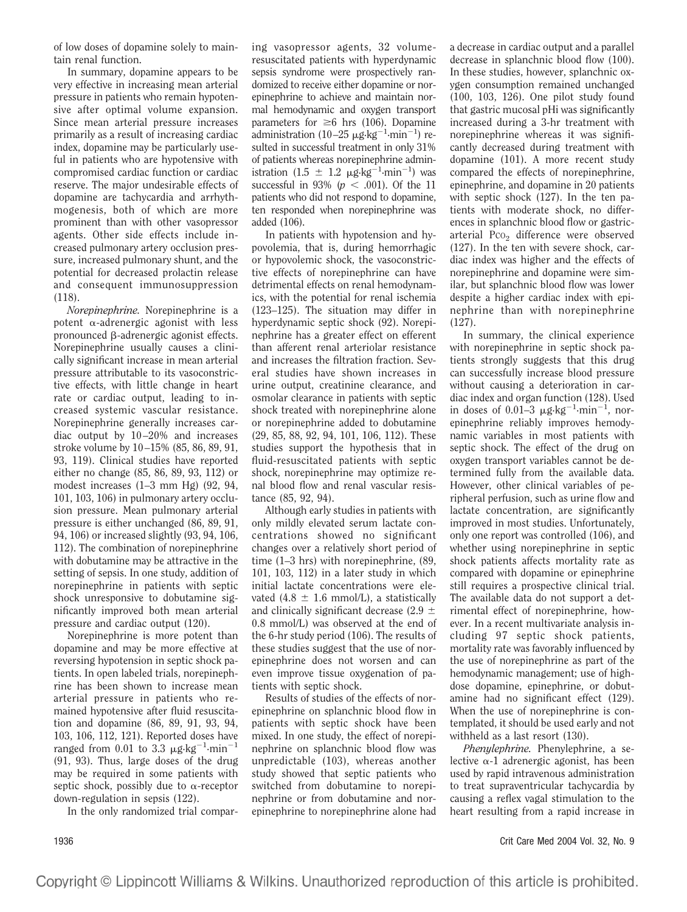of low doses of dopamine solely to maintain renal function.

In summary, dopamine appears to be very effective in increasing mean arterial pressure in patients who remain hypotensive after optimal volume expansion. Since mean arterial pressure increases primarily as a result of increasing cardiac index, dopamine may be particularly useful in patients who are hypotensive with compromised cardiac function or cardiac reserve. The major undesirable effects of dopamine are tachycardia and arrhythmogenesis, both of which are more prominent than with other vasopressor agents. Other side effects include increased pulmonary artery occlusion pressure, increased pulmonary shunt, and the potential for decreased prolactin release and consequent immunosuppression (118).

*Norepinephrine.* Norepinephrine is a potent α-adrenergic agonist with less pronounced β-adrenergic agonist effects. Norepinephrine usually causes a clinically significant increase in mean arterial pressure attributable to its vasoconstrictive effects, with little change in heart rate or cardiac output, leading to increased systemic vascular resistance. Norepinephrine generally increases cardiac output by 10–20% and increases stroke volume by 10–15% (85, 86, 89, 91, 93, 119). Clinical studies have reported either no change (85, 86, 89, 93, 112) or modest increases (1–3 mm Hg) (92, 94, 101, 103, 106) in pulmonary artery occlusion pressure. Mean pulmonary arterial pressure is either unchanged (86, 89, 91, 94, 106) or increased slightly (93, 94, 106, 112). The combination of norepinephrine with dobutamine may be attractive in the setting of sepsis. In one study, addition of norepinephrine in patients with septic shock unresponsive to dobutamine significantly improved both mean arterial pressure and cardiac output (120).

Norepinephrine is more potent than dopamine and may be more effective at reversing hypotension in septic shock patients. In open labeled trials, norepinephrine has been shown to increase mean arterial pressure in patients who remained hypotensive after fluid resuscitation and dopamine (86, 89, 91, 93, 94, 103, 106, 112, 121). Reported doses have ranged from 0.01 to 3.3 $\mu g \cdot kg^{-1} \cdot min^{-1}$ (91, 93). Thus, large doses of the drug may be required in some patients with septic shock, possibly due to α-receptor down-regulation in sepsis (122).

In the only randomized trial comparing vasopressor agents, 32 volume-resuscitated patients with hyperdynamic sepsis syndrome were prospectively randomized to receive either dopamine or norepinephrine to achieve and maintain normal hemodynamic and oxygen transport parameters for ≥6 hrs (106). Dopamine administration (10–25 $\mu g \cdot kg^{-1} \cdot min^{-1}$) resulted in successful treatment in only 31% of patients whereas norepinephrine administration (1.5 ± 1.2 $\mu g \cdot kg^{-1} \cdot min^{-1}$) was successful in 93% ($p < .001$). Of the 11 patients who did not respond to dopamine, ten responded when norepinephrine was added (106).

In patients with hypotension and hypovolemia, that is, during hemorrhagic or hypovolemic shock, the vasoconstrictive effects of norepinephrine can have detrimental effects on renal hemodynamics, with the potential for renal ischemia (123–125). The situation may differ in hyperdynamic septic shock (92). Norepinephrine has a greater effect on efferent than afferent renal arteriolar resistance and increases the filtration fraction. Several studies have shown increases in urine output, creatinine clearance, and osmolar clearance in patients with septic shock treated with norepinephrine alone or norepinephrine added to dobutamine (29, 85, 88, 92, 94, 101, 106, 112). These studies support the hypothesis that in fluid-resuscitated patients with septic shock, norepinephrine may optimize renal blood flow and renal vascular resistance (85, 92, 94).

Although early studies in patients with only mildly elevated serum lactate concentrations showed no significant changes over a relatively short period of time (1–3 hrs) with norepinephrine, (89, 101, 103, 112) in a later study in which initial lactate concentrations were elevated (4.8 ± 1.6 mmol/L), a statistically and clinically significant decrease (2.9 ± 0.8 mmol/L) was observed at the end of the 6-hr study period (106). The results of these studies suggest that the use of norepinephrine does not worsen and can even improve tissue oxygenation of patients with septic shock.

Results of studies of the effects of norepinephrine on splanchnic blood flow in patients with septic shock have been mixed. In one study, the effect of norepinephrine on splanchnic blood flow was unpredictable (103), whereas another study showed that septic patients who switched from dobutamine to norepinephrine or from dobutamine and norepinephrine to norepinephrine alone had a decrease in cardiac output and a parallel decrease in splanchnic blood flow (100). In these studies, however, splanchnic oxygen consumption remained unchanged (100, 103, 126). One pilot study found that gastric mucosal pHi was significantly increased during a 3-hr treatment with norepinephrine whereas it was significantly decreased during treatment with dopamine (101). A more recent study compared the effects of norepinephrine, epinephrine, and dopamine in 20 patients with septic shock (127). In the ten patients with moderate shock, no differences in splanchnic blood flow or gastric-arterial $P_{CO_2}$ difference were observed (127). In the ten with severe shock, cardiac index was higher and the effects of norepinephrine and dopamine were similar, but splanchnic blood flow was lower despite a higher cardiac index with epinephrine than with norepinephrine (127).

In summary, the clinical experience with norepinephrine in septic shock patients strongly suggests that this drug can successfully increase blood pressure without causing a deterioration in cardiac index and organ function (128). Used in doses of 0.01–3 $\mu g \cdot kg^{-1} \cdot min^{-1}$, norepinephrine reliably improves hemodynamic variables in most patients with septic shock. The effect of the drug on oxygen transport variables cannot be determined fully from the available data. However, other clinical variables of peripheral perfusion, such as urine flow and lactate concentration, are significantly improved in most studies. Unfortunately, only one report was controlled (106), and whether using norepinephrine in septic shock patients affects mortality rate as compared with dopamine or epinephrine still requires a prospective clinical trial. The available data do not support a detrimental effect of norepinephrine, however. In a recent multivariate analysis including 97 septic shock patients, mortality rate was favorably influenced by the use of norepinephrine as part of the hemodynamic management; use of high-dose dopamine, epinephrine, or dobutamine had no significant effect (129). When the use of norepinephrine is contemplated, it should be used early and not withheld as a last resort (130).

*Phenylephrine.* Phenylephrine, a selective α-1 adrenergic agonist, has been used by rapid intravenous administration to treat supraventricular tachycardia by causing a reflex vagal stimulation to the heart resulting from a rapid increase in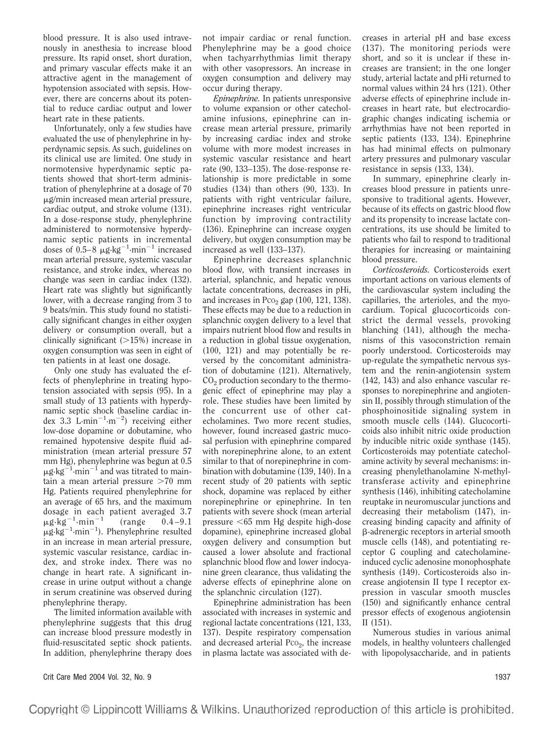blood pressure. It is also used intravenously in anesthesia to increase blood pressure. Its rapid onset, short duration, and primary vascular effects make it an attractive agent in the management of hypotension associated with sepsis. However, there are concerns about its potential to reduce cardiac output and lower heart rate in these patients.

Unfortunately, only a few studies have evaluated the use of phenylephrine in hyperdynamic sepsis. As such, guidelines on its clinical use are limited. One study in normotensive hyperdynamic septic patients showed that short-term administration of phenylephrine at a dosage of 70 μg/min increased mean arterial pressure, cardiac output, and stroke volume (131). In a dose-response study, phenylephrine administered to normotensive hyperdynamic septic patients in incremental doses of 0.5–8 $\mu g \cdot kg^{-1} \cdot min^{-1}$ increased mean arterial pressure, systemic vascular resistance, and stroke index, whereas no change was seen in cardiac index (132). Heart rate was slightly but significantly lower, with a decrease ranging from 3 to 9 beats/min. This study found no statistically significant changes in either oxygen delivery or consumption overall, but a clinically significant (>15%) increase in oxygen consumption was seen in eight of ten patients in at least one dosage.

Only one study has evaluated the effects of phenylephrine in treating hypotension associated with sepsis (95). In a small study of 13 patients with hyperdynamic septic shock (baseline cardiac index 3.3 $L \cdot min^{-1} \cdot m^{-2}$) receiving either low-dose dopamine or dobutamine, who remained hypotensive despite fluid administration (mean arterial pressure 57 mm Hg), phenylephrine was begun at 0.5 $\mu g \cdot kg^{-1} \cdot min^{-1}$ and was titrated to maintain a mean arterial pressure >70 mm Hg. Patients required phenylephrine for an average of 65 hrs, and the maximum dosage in each patient averaged 3.7 $\mu g \cdot kg^{-1} \cdot min^{-1}$ (range 0.4–9.1 $\mu g \cdot kg^{-1} \cdot min^{-1}$). Phenylephrine resulted in an increase in mean arterial pressure, systemic vascular resistance, cardiac index, and stroke index. There was no change in heart rate. A significant increase in urine output without a change in serum creatinine was observed during phenylephrine therapy.

The limited information available with phenylephrine suggests that this drug can increase blood pressure modestly in fluid-resuscitated septic shock patients. In addition, phenylephrine therapy does not impair cardiac or renal function. Phenylephrine may be a good choice when tachyarrhythmias limit therapy with other vasopressors. An increase in oxygen consumption and delivery may occur during therapy.

*Epinephrine.* In patients unresponsive to volume expansion or other catecholamine infusions, epinephrine can increase mean arterial pressure, primarily by increasing cardiac index and stroke volume with more modest increases in systemic vascular resistance and heart rate (90, 133–135). The dose-response relationship is more predictable in some studies (134) than others (90, 133). In patients with right ventricular failure, epinephrine increases right ventricular function by improving contractility (136). Epinephrine can increase oxygen delivery, but oxygen consumption may be increased as well (133–137).

Epinephrine decreases splanchnic blood flow, with transient increases in arterial, splanchnic, and hepatic venous lactate concentrations, decreases in pHi, and increases in $P_{CO_2}$ gap (100, 121, 138). These effects may be due to a reduction in splanchnic oxygen delivery to a level that impairs nutrient blood flow and results in a reduction in global tissue oxygenation, (100, 121) and may potentially be reversed by the concomitant administration of dobutamine (121). Alternatively, $CO_2$ production secondary to the thermogenic effect of epinephrine may play a role. These studies have been limited by the concurrent use of other catecholamines. Two more recent studies, however, found increased gastric mucosal perfusion with epinephrine compared with norepinephrine alone, to an extent similar to that of norepinephrine in combination with dobutamine (139, 140). In a recent study of 20 patients with septic shock, dopamine was replaced by either norepinephrine or epinephrine. In ten patients with severe shock (mean arterial pressure <65 mm Hg despite high-dose dopamine), epinephrine increased global oxygen delivery and consumption but caused a lower absolute and fractional splanchnic blood flow and lower indocyanine green clearance, thus validating the adverse effects of epinephrine alone on the splanchnic circulation (127).

Epinephrine administration has been associated with increases in systemic and regional lactate concentrations (121, 133, 137). Despite respiratory compensation and decreased arterial $P_{CO_2}$, the increase in plasma lactate was associated with decreases in arterial pH and base excess (137). The monitoring periods were short, and so it is unclear if these increases are transient; in the one longer study, arterial lactate and pHi returned to normal values within 24 hrs (121). Other adverse effects of epinephrine include increases in heart rate, but electrocardiographic changes indicating ischemia or arrhythmias have not been reported in septic patients (133, 134). Epinephrine has had minimal effects on pulmonary artery pressures and pulmonary vascular resistance in sepsis (133, 134).

In summary, epinephrine clearly increases blood pressure in patients unresponsive to traditional agents. However, because of its effects on gastric blood flow and its propensity to increase lactate concentrations, its use should be limited to patients who fail to respond to traditional therapies for increasing or maintaining blood pressure.

*Corticosteroids.* Corticosteroids exert important actions on various elements of the cardiovascular system including the capillaries, the arterioles, and the myocardium. Topical glucocorticoids constrict the dermal vessels, provoking blanching (141), although the mechanisms of this vasoconstriction remain poorly understood. Corticosteroids may up-regulate the sympathetic nervous system and the renin-angiotensin system (142, 143) and also enhance vascular responses to norepinephrine and angiotensin II, possibly through stimulation of the phosphoinositide signaling system in smooth muscle cells (144). Glucocorticoids also inhibit nitric oxide production by inducible nitric oxide synthase (145). Corticosteroids may potentiate catecholamine activity by several mechanisms: increasing phenylethanolamine N-methyltransferase activity and epinephrine synthesis (146), inhibiting catecholamine reuptake in neuromuscular junctions and decreasing their metabolism (147), increasing binding capacity and affinity of β-adrenergic receptors in arterial smooth muscle cells (148), and potentiating receptor G coupling and catecholamine-induced cyclic adenosine monophosphate synthesis (149). Corticosteroids also increase angiotensin II type I receptor expression in vascular smooth muscles (150) and significantly enhance central pressor effects of exogenous angiotensin II (151).

Numerous studies in various animal models, in healthy volunteers challenged with lipopolysaccharide, and in patients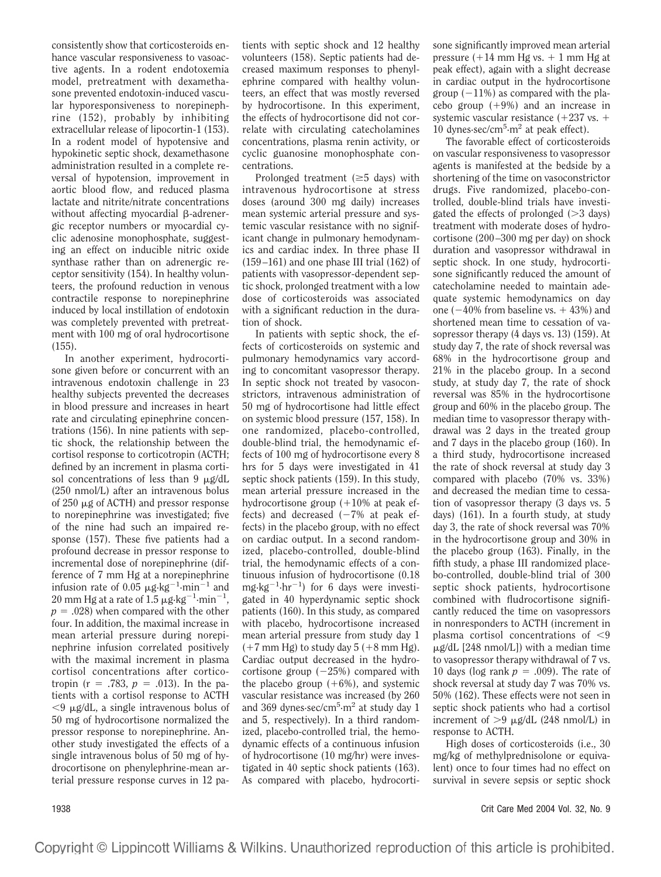consistently show that corticosteroids enhance vascular responsiveness to vasoactive agents. In a rodent endotoxemia model, pretreatment with dexamethasone prevented endotoxin-induced vascular hyporesponsiveness to norepinephrine (152), probably by inhibiting extracellular release of lipocortin-1 (153). In a rodent model of hypotensive and hypokinetic septic shock, dexamethasone administration resulted in a complete reversal of hypotension, improvement in aortic blood flow, and reduced plasma lactate and nitrite/nitrate concentrations without affecting myocardial β-adrenergic receptor numbers or myocardial cyclic adenosine monophosphate, suggesting an effect on inducible nitric oxide synthase rather than on adrenergic receptor sensitivity (154). In healthy volunteers, the profound reduction in venous contractile response to norepinephrine induced by local instillation of endotoxin was completely prevented with pretreatment with 100 mg of oral hydrocortisone (155).

In another experiment, hydrocortisone given before or concurrent with an intravenous endotoxin challenge in 23 healthy subjects prevented the decreases in blood pressure and increases in heart rate and circulating epinephrine concentrations (156). In nine patients with septic shock, the relationship between the cortisol response to corticotropin (ACTH; defined by an increment in plasma cortisol concentrations of less than 9 μg/dL (250 nmol/L) after an intravenous bolus of 250 μg of ACTH) and pressor response to norepinephrine was investigated; five of the nine had such an impaired response (157). These five patients had a profound decrease in pressor response to incremental dose of norepinephrine (difference of 7 mm Hg at a norepinephrine infusion rate of 0.05 $\mu g \cdot kg^{-1} \cdot min^{-1}$ and 20 mm Hg at a rate of 1.5 $\mu g \cdot kg^{-1} \cdot min^{-1}$, $p = .028$) when compared with the other four. In addition, the maximal increase in mean arterial pressure during norepinephrine infusion correlated positively with the maximal increment in plasma cortisol concentrations after corticotropin ($r = .783$, $p = .013$). In the patients with a cortisol response to ACTH <9 μg/dL, a single intravenous bolus of 50 mg of hydrocortisone normalized the pressor response to norepinephrine. Another study investigated the effects of a single intravenous bolus of 50 mg of hydrocortisone on phenylephrine-mean arterial pressure response curves in 12 patients with septic shock and 12 healthy volunteers (158). Septic patients had decreased maximum responses to phenylephrine compared with healthy volunteers, an effect that was mostly reversed by hydrocortisone. In this experiment, the effects of hydrocortisone did not correlate with circulating catecholamines concentrations, plasma renin activity, or cyclic guanosine monophosphate concentrations.

Prolonged treatment (≥5 days) with intravenous hydrocortisone at stress doses (around 300 mg daily) increases mean systemic arterial pressure and systemic vascular resistance with no significant change in pulmonary hemodynamics and cardiac index. In three phase II (159–161) and one phase III trial (162) of patients with vasopressor-dependent septic shock, prolonged treatment with a low dose of corticosteroids was associated with a significant reduction in the duration of shock.

In patients with septic shock, the effects of corticosteroids on systemic and pulmonary hemodynamics vary according to concomitant vasopressor therapy. In septic shock not treated by vasoconstrictors, intravenous administration of 50 mg of hydrocortisone had little effect on systemic blood pressure (157, 158). In one randomized, placebo-controlled, double-blind trial, the hemodynamic effects of 100 mg of hydrocortisone every 8 hrs for 5 days were investigated in 41 septic shock patients (159). In this study, mean arterial pressure increased in the hydrocortisone group (+10% at peak effects) and decreased (−7% at peak effects) in the placebo group, with no effect on cardiac output. In a second randomized, placebo-controlled, double-blind trial, the hemodynamic effects of a continuous infusion of hydrocortisone (0.18 $mg \cdot kg^{-1} \cdot hr^{-1}$) for 6 days were investigated in 40 hyperdynamic septic shock patients (160). In this study, as compared with placebo, hydrocortisone increased mean arterial pressure from study day 1 (+7 mm Hg) to study day 5 (+8 mm Hg). Cardiac output decreased in the hydrocortisone group (−25%) compared with the placebo group (+6%), and systemic vascular resistance was increased (by 260 and 369 $dynes \cdot sec/cm^5 \cdot m^2$ at study day 1 and 5, respectively). In a third randomized, placebo-controlled trial, the hemodynamic effects of a continuous infusion of hydrocortisone (10 mg/hr) were investigated in 40 septic shock patients (163). As compared with placebo, hydrocortisone significantly improved mean arterial pressure (+14 mm Hg vs. + 1 mm Hg at peak effect), again with a slight decrease in cardiac output in the hydrocortisone group (−11%) as compared with the placebo group (+9%) and an increase in systemic vascular resistance (+237 vs. + 10 $dynes \cdot sec/cm^5 \cdot m^2$ at peak effect).

The favorable effect of corticosteroids on vascular responsiveness to vasopressor agents is manifested at the bedside by a shortening of the time on vasoconstrictor drugs. Five randomized, placebo-controlled, double-blind trials have investigated the effects of prolonged (>3 days) treatment with moderate doses of hydrocortisone (200–300 mg per day) on shock duration and vasopressor withdrawal in septic shock. In one study, hydrocortisone significantly reduced the amount of catecholamine needed to maintain adequate systemic hemodynamics on day one (−40% from baseline vs. + 43%) and shortened mean time to cessation of vasopressor therapy (4 days vs. 13) (159). At study day 7, the rate of shock reversal was 68% in the hydrocortisone group and 21% in the placebo group. In a second study, at study day 7, the rate of shock reversal was 85% in the hydrocortisone group and 60% in the placebo group. The median time to vasopressor therapy withdrawal was 2 days in the treated group and 7 days in the placebo group (160). In a third study, hydrocortisone increased the rate of shock reversal at study day 3 compared with placebo (70% vs. 33%) and decreased the median time to cessation of vasopressor therapy (3 days vs. 5 days) (161). In a fourth study, at study day 3, the rate of shock reversal was 70% in the hydrocortisone group and 30% in the placebo group (163). Finally, in the fifth study, a phase III randomized placebo-controlled, double-blind trial of 300 septic shock patients, hydrocortisone combined with fludrocortisone significantly reduced the time on vasopressors in nonresponders to ACTH (increment in plasma cortisol concentrations of <9 μg/dL [248 nmol/L]) with a median time to vasopressor therapy withdrawal of 7 vs. 10 days (log rank $p = .009$). The rate of shock reversal at study day 7 was 70% vs. 50% (162). These effects were not seen in septic shock patients who had a cortisol increment of >9 μg/dL (248 nmol/L) in response to ACTH.

High doses of corticosteroids (i.e., 30 mg/kg of methylprednisolone or equivalent) once to four times had no effect on survival in severe sepsis or septic shock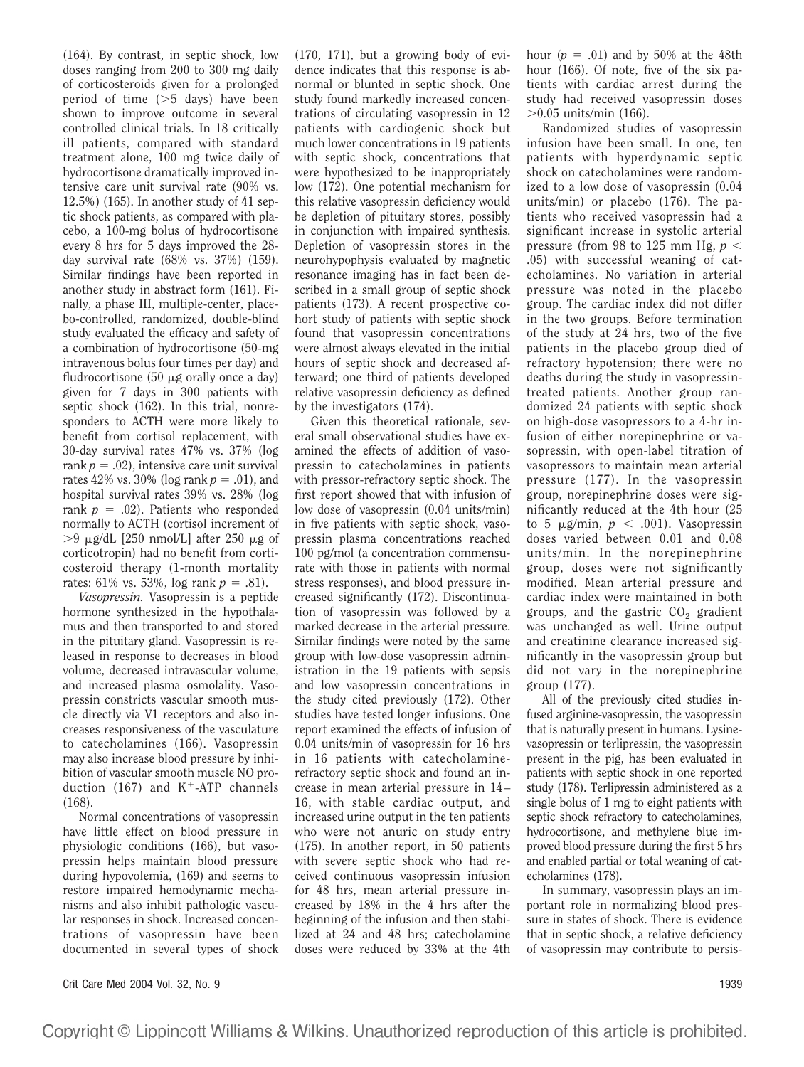(164). By contrast, in septic shock, low doses ranging from 200 to 300 mg daily of corticosteroids given for a prolonged period of time (>5 days) have been shown to improve outcome in several controlled clinical trials. In 18 critically ill patients, compared with standard treatment alone, 100 mg twice daily of hydrocortisone dramatically improved intensive care unit survival rate (90% vs. 12.5%) (165). In another study of 41 septic shock patients, as compared with placebo, a 100-mg bolus of hydrocortisone every 8 hrs for 5 days improved the 28-day survival rate (68% vs. 37%) (159). Similar findings have been reported in another study in abstract form (161). Finally, a phase III, multiple-center, placebo-controlled, randomized, double-blind study evaluated the efficacy and safety of a combination of hydrocortisone (50-mg intravenous bolus four times per day) and fludrocortisone (50 μg orally once a day) given for 7 days in 300 patients with septic shock (162). In this trial, nonresponders to ACTH were more likely to benefit from cortisol replacement, with 30-day survival rates 47% vs. 37% (log rank $p = .02$), intensive care unit survival rates 42% vs. 30% (log rank $p = .01$), and hospital survival rates 39% vs. 28% (log rank $p = .02$). Patients who responded normally to ACTH (cortisol increment of >9 μg/dL [250 nmol/L] after 250 μg of corticotropin) had no benefit from corticosteroid therapy (1-month mortality rates: 61% vs. 53%, log rank $p = .81$).

*Vasopressin.* Vasopressin is a peptide hormone synthesized in the hypothalamus and then transported to and stored in the pituitary gland. Vasopressin is released in response to decreases in blood volume, decreased intravascular volume, and increased plasma osmolality. Vasopressin constricts vascular smooth muscle directly via V1 receptors and also increases responsiveness of the vasculature to catecholamines (166). Vasopressin may also increase blood pressure by inhibition of vascular smooth muscle NO production (167) and $K^+$-ATP channels (168).

Normal concentrations of vasopressin have little effect on blood pressure in physiologic conditions (166), but vasopressin helps maintain blood pressure during hypovolemia, (169) and seems to restore impaired hemodynamic mechanisms and also inhibit pathologic vascular responses in shock. Increased concentrations of vasopressin have been documented in several types of shock (170, 171), but a growing body of evidence indicates that this response is abnormal or blunted in septic shock. One study found markedly increased concentrations of circulating vasopressin in 12 patients with cardiogenic shock but much lower concentrations in 19 patients with septic shock, concentrations that were hypothesized to be inappropriately low (172). One potential mechanism for this relative vasopressin deficiency would be depletion of pituitary stores, possibly in conjunction with impaired synthesis. Depletion of vasopressin stores in the neurohypophysis evaluated by magnetic resonance imaging has in fact been described in a small group of septic shock patients (173). A recent prospective cohort study of patients with septic shock found that vasopressin concentrations were almost always elevated in the initial hours of septic shock and decreased afterward; one third of patients developed relative vasopressin deficiency as defined by the investigators (174).

Given this theoretical rationale, several small observational studies have examined the effects of addition of vasopressin to catecholamines in patients with pressor-refractory septic shock. The first report showed that with infusion of low dose of vasopressin (0.04 units/min) in five patients with septic shock, vasopressin plasma concentrations reached 100 pg/mol (a concentration commensurate with those in patients with normal stress responses), and blood pressure increased significantly (172). Discontinuation of vasopressin was followed by a marked decrease in the arterial pressure. Similar findings were noted by the same group with low-dose vasopressin administration in the 19 patients with sepsis and low vasopressin concentrations in the study cited previously (172). Other studies have tested longer infusions. One report examined the effects of infusion of 0.04 units/min of vasopressin for 16 hrs in 16 patients with catecholamine-refractory septic shock and found an increase in mean arterial pressure in 14–16, with stable cardiac output, and increased urine output in the ten patients who were not anuric on study entry (175). In another report, in 50 patients with severe septic shock who had received continuous vasopressin infusion for 48 hrs, mean arterial pressure increased by 18% in the 4 hrs after the beginning of the infusion and then stabilized at 24 and 48 hrs; catecholamine doses were reduced by 33% at the 4th hour ($p = .01$) and by 50% at the 48th hour (166). Of note, five of the six patients with cardiac arrest during the study had received vasopressin doses >0.05 units/min (166).

Randomized studies of vasopressin infusion have been small. In one, ten patients with hyperdynamic septic shock on catecholamines were randomized to a low dose of vasopressin (0.04 units/min) or placebo (176). The patients who received vasopressin had a significant increase in systolic arterial pressure (from 98 to 125 mm Hg, $p < .05$) with successful weaning of catecholamines. No variation in arterial pressure was noted in the placebo group. The cardiac index did not differ in the two groups. Before termination of the study at 24 hrs, two of the five patients in the placebo group died of refractory hypotension; there were no deaths during the study in vasopressin-treated patients. Another group randomized 24 patients with septic shock on high-dose vasopressors to a 4-hr infusion of either norepinephrine or vasopressin, with open-label titration of vasopressors to maintain mean arterial pressure (177). In the vasopressin group, norepinephrine doses were significantly reduced at the 4th hour (25 to 5 μg/min, $p < .001$). Vasopressin doses varied between 0.01 and 0.08 units/min. In the norepinephrine group, doses were not significantly modified. Mean arterial pressure and cardiac index were maintained in both groups, and the gastric $CO_2$ gradient was unchanged as well. Urine output and creatinine clearance increased significantly in the vasopressin group but did not vary in the norepinephrine group (177).

All of the previously cited studies infused arginine-vasopressin, the vasopressin that is naturally present in humans. Lysine-vasopressin or terlipressin, the vasopressin present in the pig, has been evaluated in patients with septic shock in one reported study (178). Terlipressin administered as a single bolus of 1 mg to eight patients with septic shock refractory to catecholamines, hydrocortisone, and methylene blue improved blood pressure during the first 5 hrs and enabled partial or total weaning of catecholamines (178).

In summary, vasopressin plays an important role in normalizing blood pressure in states of shock. There is evidence that in septic shock, a relative deficiency of vasopressin may contribute to persis-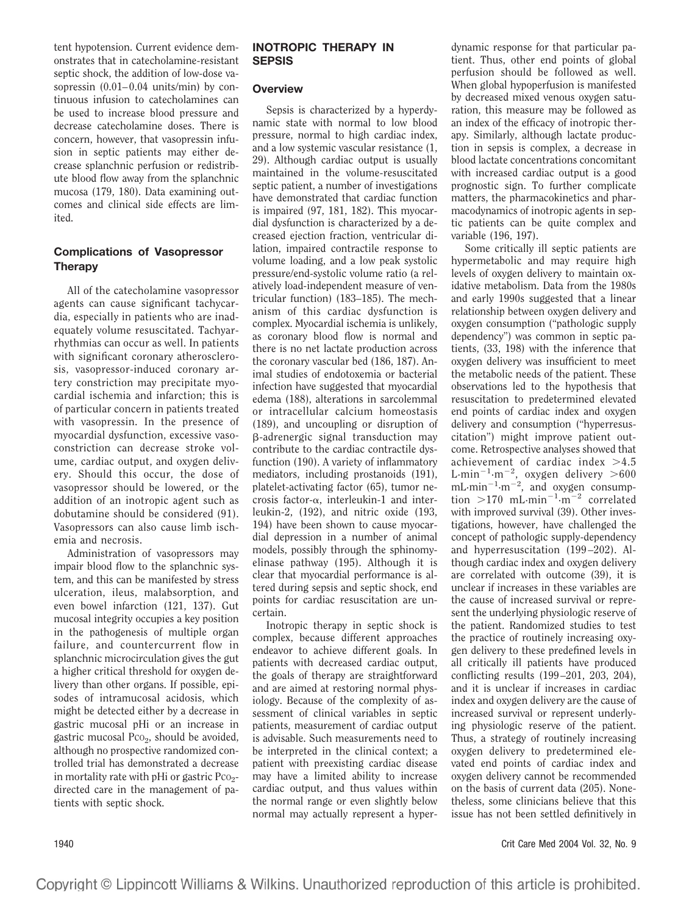tent hypotension. Current evidence demonstrates that in catecholamine-resistant septic shock, the addition of low-dose vasopressin (0.01–0.04 units/min) by continuous infusion to catecholamines can be used to increase blood pressure and decrease catecholamine doses. There is concern, however, that vasopressin infusion in septic patients may either decrease splanchnic perfusion or redistribute blood flow away from the splanchnic mucosa (179, 180). Data examining outcomes and clinical side effects are limited.

### Complications of Vasopressor Therapy

All of the catecholamine vasopressor agents can cause significant tachycardia, especially in patients who are inadequately volume resuscitated. Tachyarrhythmias can occur as well. In patients with significant coronary atherosclerosis, vasopressor-induced coronary artery constriction may precipitate myocardial ischemia and infarction; this is of particular concern in patients treated with vasopressin. In the presence of myocardial dysfunction, excessive vasoconstriction can decrease stroke volume, cardiac output, and oxygen delivery. Should this occur, the dose of vasopressor should be lowered, or the addition of an inotropic agent such as dobutamine should be considered (91). Vasopressors can also cause limb ischemia and necrosis.

Administration of vasopressors may impair blood flow to the splanchnic system, and this can be manifested by stress ulceration, ileus, malabsorption, and even bowel infarction (121, 137). Gut mucosal integrity occupies a key position in the pathogenesis of multiple organ failure, and countercurrent flow in splanchnic microcirculation gives the gut a higher critical threshold for oxygen delivery than other organs. If possible, episodes of intramucosal acidosis, which might be detected either by a decrease in gastric mucosal pHi or an increase in gastric mucosal $Pco_2$, should be avoided, although no prospective randomized controlled trial has demonstrated a decrease in mortality rate with pHi or gastric $Pco_2$-directed care in the management of patients with septic shock.

## INOTROPIC THERAPY IN SEPSIS

### Overview

Sepsis is characterized by a hyperdynamic state with normal to low blood pressure, normal to high cardiac index, and a low systemic vascular resistance (1, 29). Although cardiac output is usually maintained in the volume-resuscitated septic patient, a number of investigations have demonstrated that cardiac function is impaired (97, 181, 182). This myocardial dysfunction is characterized by a decreased ejection fraction, ventricular dilation, impaired contractile response to volume loading, and a low peak systolic pressure/end-systolic volume ratio (a relatively load-independent measure of ventricular function) (183–185). The mechanism of this cardiac dysfunction is complex. Myocardial ischemia is unlikely, as coronary blood flow is normal and there is no net lactate production across the coronary vascular bed (186, 187). Animal studies of endotoxemia or bacterial infection have suggested that myocardial edema (188), alterations in sarcolemmal or intracellular calcium homeostasis (189), and uncoupling or disruption of β-adrenergic signal transduction may contribute to the cardiac contractile dysfunction (190). A variety of inflammatory mediators, including prostanoids (191), platelet-activating factor (65), tumor necrosis factor-α, interleukin-1 and interleukin-2, (192), and nitric oxide (193, 194) have been shown to cause myocardial depression in a number of animal models, possibly through the sphinomyelinase pathway (195). Although it is clear that myocardial performance is altered during sepsis and septic shock, end points for cardiac resuscitation are uncertain.

Inotropic therapy in septic shock is complex, because different approaches endeavor to achieve different goals. In patients with decreased cardiac output, the goals of therapy are straightforward and are aimed at restoring normal physiology. Because of the complexity of assessment of clinical variables in septic patients, measurement of cardiac output is advisable. Such measurements need to be interpreted in the clinical context; a patient with preexisting cardiac disease may have a limited ability to increase cardiac output, and thus values within the normal range or even slightly below normal may actually represent a hyperdynamic response for that particular patient. Thus, other end points of global perfusion should be followed as well. When global hypoperfusion is manifested by decreased mixed venous oxygen saturation, this measure may be followed as an index of the efficacy of inotropic therapy. Similarly, although lactate production in sepsis is complex, a decrease in blood lactate concentrations concomitant with increased cardiac output is a good prognostic sign. To further complicate matters, the pharmacokinetics and pharmacodynamics of inotropic agents in septic patients can be quite complex and variable (196, 197).

Some critically ill septic patients are hypermetabolic and may require high levels of oxygen delivery to maintain oxidative metabolism. Data from the 1980s and early 1990s suggested that a linear relationship between oxygen delivery and oxygen consumption ("pathologic supply dependency") was common in septic patients, (33, 198) with the inference that oxygen delivery was insufficient to meet the metabolic needs of the patient. These observations led to the hypothesis that resuscitation to predetermined elevated end points of cardiac index and oxygen delivery and consumption ("hyperresuscitation") might improve patient outcome. Retrospective analyses showed that achievement of cardiac index $>4.5$ $L \cdot min^{-1} \cdot m^{-2}$, oxygen delivery $>600$ $mL \cdot min^{-1} \cdot m^{-2}$, and oxygen consumption $>170$ $mL \cdot min^{-1} \cdot m^{-2}$ correlated with improved survival (39). Other investigations, however, have challenged the concept of pathologic supply-dependency and hyperresuscitation (199–202). Although cardiac index and oxygen delivery are correlated with outcome (39), it is unclear if increases in these variables are the cause of increased survival or represent the underlying physiologic reserve of the patient. Randomized studies to test the practice of routinely increasing oxygen delivery to these predefined levels in all critically ill patients have produced conflicting results (199–201, 203, 204), and it is unclear if increases in cardiac index and oxygen delivery are the cause of increased survival or represent underlying physiologic reserve of the patient. Thus, a strategy of routinely increasing oxygen delivery to predetermined elevated end points of cardiac index and oxygen delivery cannot be recommended on the basis of current data (205). Nonetheless, some clinicians believe that this issue has not been settled definitively in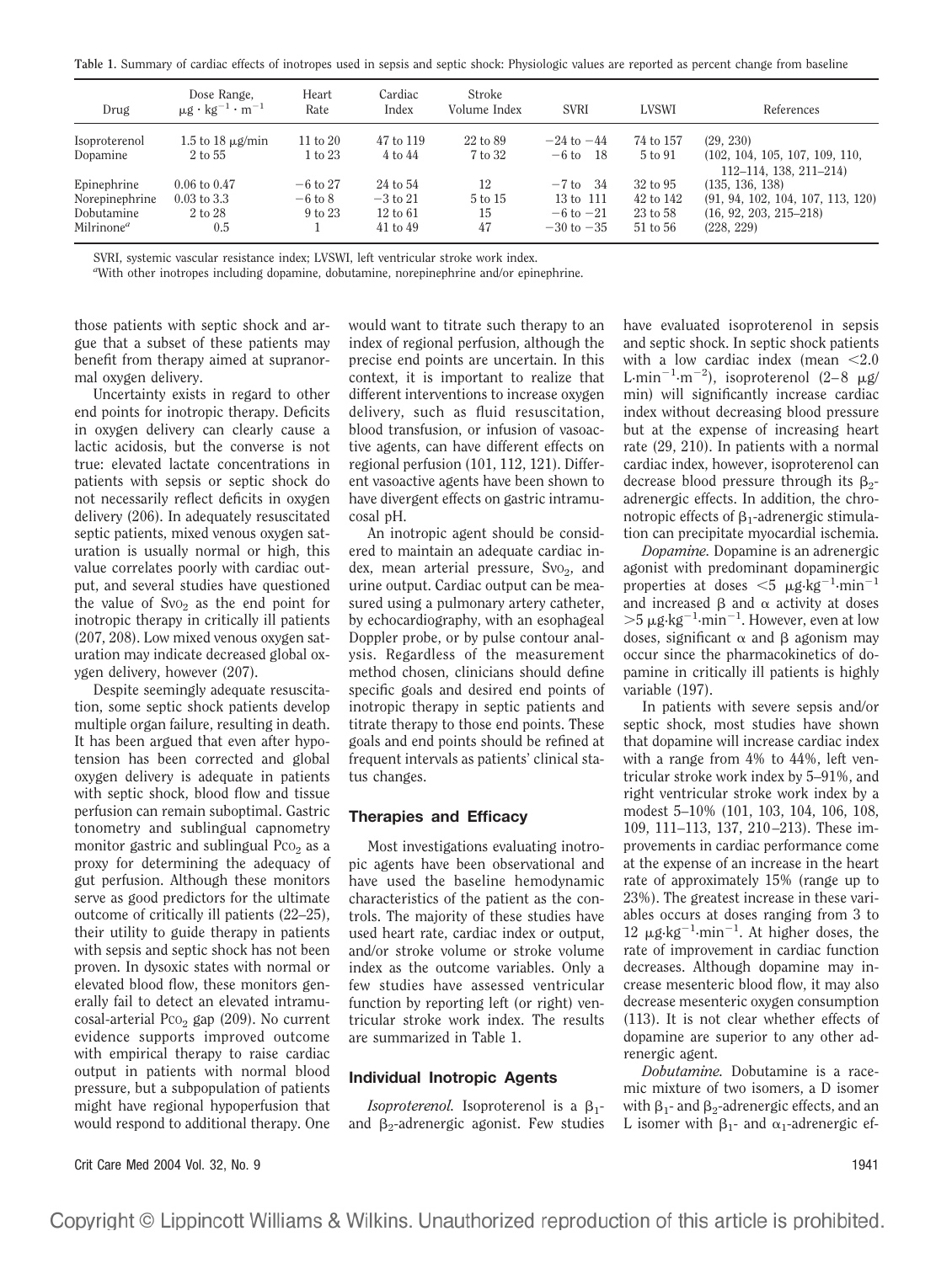**Table 1.** Summary of cardiac effects of inotropes used in sepsis and septic shock: Physiologic values are reported as percent change from baseline

| Drug | Dose Range, $\mu g \cdot kg^{-1} \cdot m^{-1}$ | Heart Rate | Cardiac Index | Stroke Volume Index | SVRI | LVSWI | References |
|---|---|---|---|---|---|---|---|
| Isoproterenol | 1.5 to 18 μg/min | 11 to 20 | 47 to 119 | 22 to 89 | −24 to −44 | 74 to 157 | (29, 230) |
| Dopamine | 2 to 55 | 1 to 23 | 4 to 44 | 7 to 32 | −6 to 18 | 5 to 91 | (102, 104, 105, 107, 109, 110, 112–114, 138, 211–214) |
| Epinephrine | 0.06 to 0.47 | −6 to 27 | 24 to 54 | 12 | −7 to 34 | 32 to 95 | (135, 136, 138) |
| Norepinephrine | 0.03 to 3.3 | −6 to 8 | −3 to 21 | 5 to 15 | 13 to 111 | 42 to 142 | (91, 94, 102, 104, 107, 113, 120) |
| Dobutamine | 2 to 28 | 9 to 23 | 12 to 61 | 15 | −6 to −21 | 23 to 58 | (16, 92, 203, 215–218) |
| Milrinone[a] | 0.5 | 1 | 41 to 49 | 47 | −30 to −35 | 51 to 56 | (228, 229) |

SVRI, systemic vascular resistance index; LVSWI, left ventricular stroke work index.

[a]With other inotropes including dopamine, dobutamine, norepinephrine and/or epinephrine.

those patients with septic shock and argue that a subset of these patients may benefit from therapy aimed at supranormal oxygen delivery.

Uncertainty exists in regard to other end points for inotropic therapy. Deficits in oxygen delivery can clearly cause a lactic acidosis, but the converse is not true: elevated lactate concentrations in patients with sepsis or septic shock do not necessarily reflect deficits in oxygen delivery (206). In adequately resuscitated septic patients, mixed venous oxygen saturation is usually normal or high, this value correlates poorly with cardiac output, and several studies have questioned the value of $Svo_2$ as the end point for inotropic therapy in critically ill patients (207, 208). Low mixed venous oxygen saturation may indicate decreased global oxygen delivery, however (207).

Despite seemingly adequate resuscitation, some septic shock patients develop multiple organ failure, resulting in death. It has been argued that even after hypotension has been corrected and global oxygen delivery is adequate in patients with septic shock, blood flow and tissue perfusion can remain suboptimal. Gastric tonometry and sublingual capnometry monitor gastric and sublingual $Pco_2$ as a proxy for determining the adequacy of gut perfusion. Although these monitors serve as good predictors for the ultimate outcome of critically ill patients (22–25), their utility to guide therapy in patients with sepsis and septic shock has not been proven. In dysoxic states with normal or elevated blood flow, these monitors generally fail to detect an elevated intramucosal-arterial $Pco_2$ gap (209). No current evidence supports improved outcome with empirical therapy to raise cardiac output in patients with normal blood pressure, but a subpopulation of patients might have regional hypoperfusion that would respond to additional therapy. One would want to titrate such therapy to an index of regional perfusion, although the precise end points are uncertain. In this context, it is important to realize that different interventions to increase oxygen delivery, such as fluid resuscitation, blood transfusion, or infusion of vasoactive agents, can have different effects on regional perfusion (101, 112, 121). Different vasoactive agents have been shown to have divergent effects on gastric intramucosal pH.

An inotropic agent should be considered to maintain an adequate cardiac index, mean arterial pressure, $Svo_2$, and urine output. Cardiac output can be measured using a pulmonary artery catheter, by echocardiography, with an esophageal Doppler probe, or by pulse contour analysis. Regardless of the measurement method chosen, clinicians should define specific goals and desired end points of inotropic therapy in septic patients and titrate therapy to those end points. These goals and end points should be refined at frequent intervals as patients' clinical status changes.

## Therapies and Efficacy

Most investigations evaluating inotropic agents have been observational and have used the baseline hemodynamic characteristics of the patient as the controls. The majority of these studies have used heart rate, cardiac index or output, and/or stroke volume or stroke volume index as the outcome variables. Only a few studies have assessed ventricular function by reporting left (or right) ventricular stroke work index. The results are summarized in Table 1.

## Individual Inotropic Agents

*Isoproterenol.* Isoproterenol is a $\beta_1$- and $\beta_2$-adrenergic agonist. Few studies have evaluated isoproterenol in sepsis and septic shock. In septic shock patients with a low cardiac index (mean <2.0 $L \cdot min^{-1} \cdot m^{-2}$), isoproterenol (2–8 μg/min) will significantly increase cardiac index without decreasing blood pressure but at the expense of increasing heart rate (29, 210). In patients with a normal cardiac index, however, isoproterenol can decrease blood pressure through its $\beta_2$-adrenergic effects. In addition, the chronotropic effects of $\beta_1$-adrenergic stimulation can precipitate myocardial ischemia.

*Dopamine.* Dopamine is an adrenergic agonist with predominant dopaminergic properties at doses <5 $\mu g \cdot kg^{-1} \cdot min^{-1}$ and increased β and α activity at doses >5 $\mu g \cdot kg^{-1} \cdot min^{-1}$. However, even at low doses, significant α and β agonism may occur since the pharmacokinetics of dopamine in critically ill patients is highly variable (197).

In patients with severe sepsis and/or septic shock, most studies have shown that dopamine will increase cardiac index with a range from 4% to 44%, left ventricular stroke work index by 5–91%, and right ventricular stroke work index by a modest 5–10% (101, 103, 104, 106, 108, 109, 111–113, 137, 210–213). These improvements in cardiac performance come at the expense of an increase in the heart rate of approximately 15% (range up to 23%). The greatest increase in these variables occurs at doses ranging from 3 to 12 $\mu g \cdot kg^{-1} \cdot min^{-1}$. At higher doses, the rate of improvement in cardiac function decreases. Although dopamine may increase mesenteric blood flow, it may also decrease mesenteric oxygen consumption (113). It is not clear whether effects of dopamine are superior to any other adrenergic agent.

*Dobutamine.* Dobutamine is a racemic mixture of two isomers, a D isomer with $\beta_1$- and $\beta_2$-adrenergic effects, and an L isomer with $\beta_1$- and $\alpha_1$-adrenergic ef-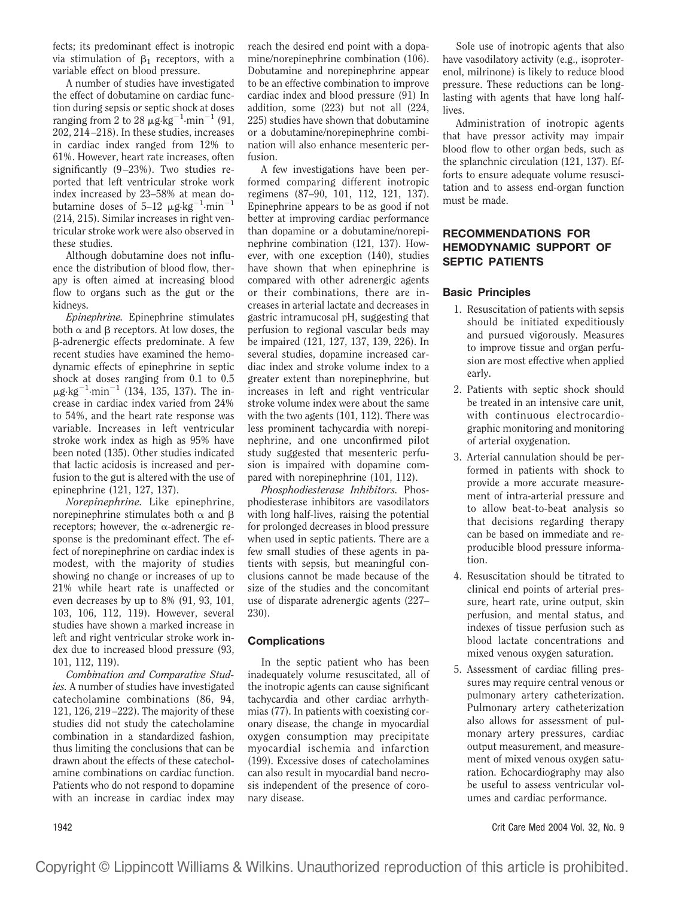fects; its predominant effect is inotropic via stimulation of $\beta_1$ receptors, with a variable effect on blood pressure.

A number of studies have investigated the effect of dobutamine on cardiac function during sepsis or septic shock at doses ranging from 2 to 28 $\mu g \cdot kg^{-1} \cdot min^{-1}$ (91, 202, 214–218). In these studies, increases in cardiac index ranged from 12% to 61%. However, heart rate increases, often significantly (9–23%). Two studies reported that left ventricular stroke work index increased by 23–58% at mean dobutamine doses of 5–12 $\mu g \cdot kg^{-1} \cdot min^{-1}$ (214, 215). Similar increases in right ventricular stroke work were also observed in these studies.

Although dobutamine does not influence the distribution of blood flow, therapy is often aimed at increasing blood flow to organs such as the gut or the kidneys.

*Epinephrine.* Epinephrine stimulates both α and β receptors. At low doses, the β-adrenergic effects predominate. A few recent studies have examined the hemodynamic effects of epinephrine in septic shock at doses ranging from 0.1 to 0.5 $\mu g \cdot kg^{-1} \cdot min^{-1}$ (134, 135, 137). The increase in cardiac index varied from 24% to 54%, and the heart rate response was variable. Increases in left ventricular stroke work index as high as 95% have been noted (135). Other studies indicated that lactic acidosis is increased and perfusion to the gut is altered with the use of epinephrine (121, 127, 137).

*Norepinephrine.* Like epinephrine, norepinephrine stimulates both α and β receptors; however, the α-adrenergic response is the predominant effect. The effect of norepinephrine on cardiac index is modest, with the majority of studies showing no change or increases of up to 21% while heart rate is unaffected or even decreases by up to 8% (91, 93, 101, 103, 106, 112, 119). However, several studies have shown a marked increase in left and right ventricular stroke work index due to increased blood pressure (93, 101, 112, 119).

*Combination and Comparative Studies.* A number of studies have investigated catecholamine combinations (86, 94, 121, 126, 219–222). The majority of these studies did not study the catecholamine combination in a standardized fashion, thus limiting the conclusions that can be drawn about the effects of these catecholamine combinations on cardiac function. Patients who do not respond to dopamine with an increase in cardiac index may reach the desired end point with a dopamine/norepinephrine combination (106). Dobutamine and norepinephrine appear to be an effective combination to improve cardiac index and blood pressure (91) In addition, some (223) but not all (224, 225) studies have shown that dobutamine or a dobutamine/norepinephrine combination will also enhance mesenteric perfusion.

A few investigations have been performed comparing different inotropic regimens (87–90, 101, 112, 121, 137). Epinephrine appears to be as good if not better at improving cardiac performance than dopamine or a dobutamine/norepinephrine combination (121, 137). However, with one exception (140), studies have shown that when epinephrine is compared with other adrenergic agents or their combinations, there are increases in arterial lactate and decreases in gastric intramucosal pH, suggesting that perfusion to regional vascular beds may be impaired (121, 127, 137, 139, 226). In several studies, dopamine increased cardiac index and stroke volume index to a greater extent than norepinephrine, but increases in left and right ventricular stroke volume index were about the same with the two agents (101, 112). There was less prominent tachycardia with norepinephrine, and one unconfirmed pilot study suggested that mesenteric perfusion is impaired with dopamine compared with norepinephrine (101, 112).

*Phosphodiesterase Inhibitors.* Phosphodiesterase inhibitors are vasodilators with long half-lives, raising the potential for prolonged decreases in blood pressure when used in septic patients. There are a few small studies of these agents in patients with sepsis, but meaningful conclusions cannot be made because of the size of the studies and the concomitant use of disparate adrenergic agents (227–230).

### Complications

In the septic patient who has been inadequately volume resuscitated, all of the inotropic agents can cause significant tachycardia and other cardiac arrhythmias (77). In patients with coexisting coronary disease, the change in myocardial oxygen consumption may precipitate myocardial ischemia and infarction (199). Excessive doses of catecholamines can also result in myocardial band necrosis independent of the presence of coronary disease.

Sole use of inotropic agents that also have vasodilatory activity (e.g., isoproterenol, milrinone) is likely to reduce blood pressure. These reductions can be long-lasting with agents that have long half-lives.

Administration of inotropic agents that have pressor activity may impair blood flow to other organ beds, such as the splanchnic circulation (121, 137). Efforts to ensure adequate volume resuscitation and to assess end-organ function must be made.

## RECOMMENDATIONS FOR HEMODYNAMIC SUPPORT OF SEPTIC PATIENTS

### Basic Principles

1. Resuscitation of patients with sepsis should be initiated expeditiously and pursued vigorously. Measures to improve tissue and organ perfusion are most effective when applied early.
2. Patients with septic shock should be treated in an intensive care unit, with continuous electrocardiographic monitoring and monitoring of arterial oxygenation.
3. Arterial cannulation should be performed in patients with shock to provide a more accurate measurement of intra-arterial pressure and to allow beat-to-beat analysis so that decisions regarding therapy can be based on immediate and reproducible blood pressure information.
4. Resuscitation should be titrated to clinical end points of arterial pressure, heart rate, urine output, skin perfusion, and mental status, and indexes of tissue perfusion such as blood lactate concentrations and mixed venous oxygen saturation.
5. Assessment of cardiac filling pressures may require central venous or pulmonary artery catheterization. Pulmonary artery catheterization also allows for assessment of pulmonary artery pressures, cardiac output measurement, and measurement of mixed venous oxygen saturation. Echocardiography may also be useful to assess ventricular volumes and cardiac performance.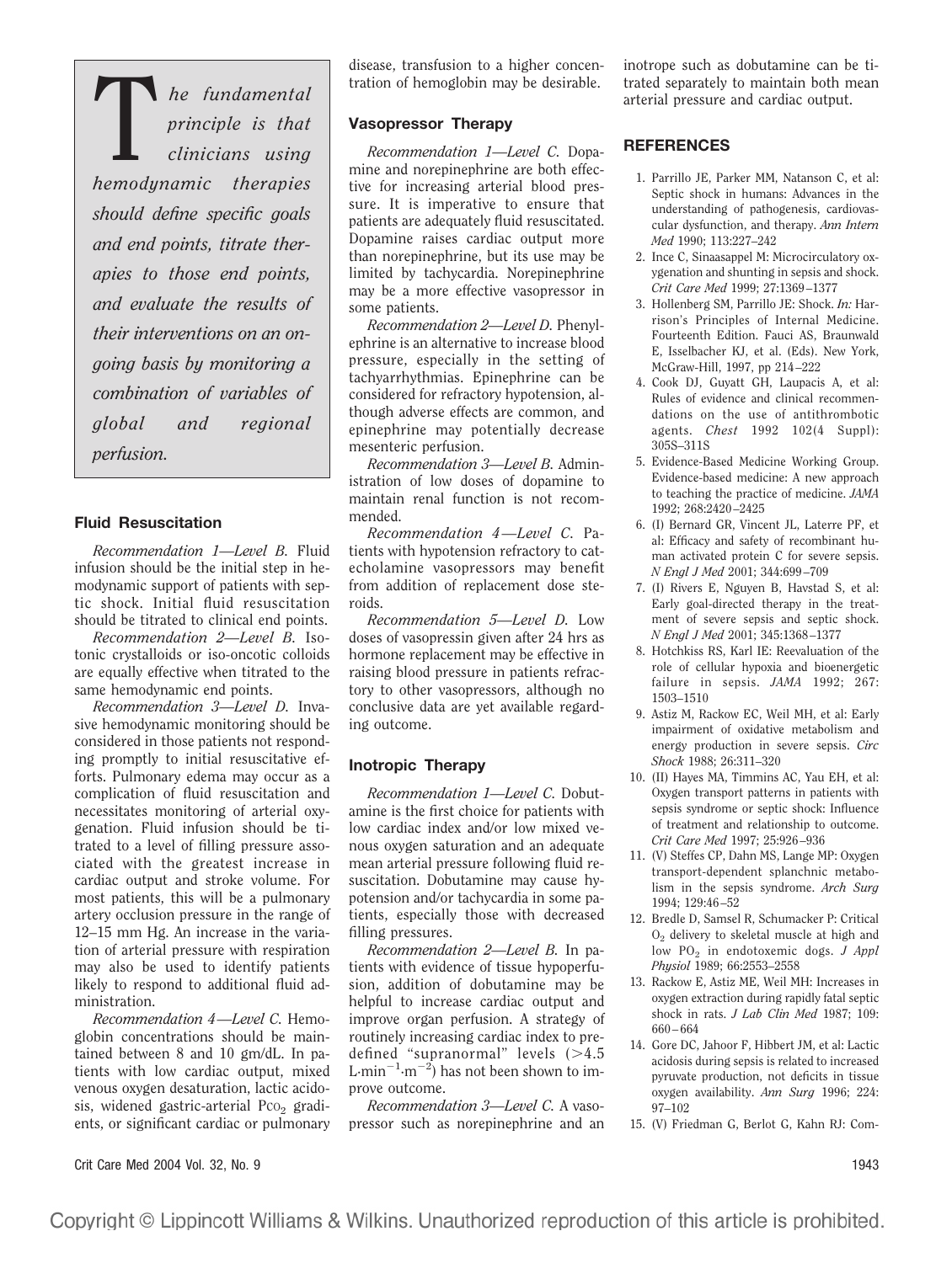*The fundamental principle is that clinicians using hemodynamic therapies should define specific goals and end points, titrate therapies to those end points, and evaluate the results of their interventions on an ongoing basis by monitoring a combination of variables of global and regional perfusion.*

### Fluid Resuscitation

*Recommendation 1—Level B.* Fluid infusion should be the initial step in hemodynamic support of patients with septic shock. Initial fluid resuscitation should be titrated to clinical end points.

*Recommendation 2—Level B.* Isotonic crystalloids or iso-oncotic colloids are equally effective when titrated to the same hemodynamic end points.

*Recommendation 3—Level D.* Invasive hemodynamic monitoring should be considered in those patients not responding promptly to initial resuscitative efforts. Pulmonary edema may occur as a complication of fluid resuscitation and necessitates monitoring of arterial oxygenation. Fluid infusion should be titrated to a level of filling pressure associated with the greatest increase in cardiac output and stroke volume. For most patients, this will be a pulmonary artery occlusion pressure in the range of 12–15 mm Hg. An increase in the variation of arterial pressure with respiration may also be used to identify patients likely to respond to additional fluid administration.

*Recommendation 4—Level C.* Hemoglobin concentrations should be maintained between 8 and 10 gm/dL. In patients with low cardiac output, mixed venous oxygen desaturation, lactic acidosis, widened gastric-arterial $P_{CO_2}$ gradients, or significant cardiac or pulmonary disease, transfusion to a higher concentration of hemoglobin may be desirable.

### Vasopressor Therapy

*Recommendation 1—Level C.* Dopamine and norepinephrine are both effective for increasing arterial blood pressure. It is imperative to ensure that patients are adequately fluid resuscitated. Dopamine raises cardiac output more than norepinephrine, but its use may be limited by tachycardia. Norepinephrine may be a more effective vasopressor in some patients.

*Recommendation 2—Level D.* Phenylephrine is an alternative to increase blood pressure, especially in the setting of tachyarrhythmias. Epinephrine can be considered for refractory hypotension, although adverse effects are common, and epinephrine may potentially decrease mesenteric perfusion.

*Recommendation 3—Level B.* Administration of low doses of dopamine to maintain renal function is not recommended.

*Recommendation 4—Level C.* Patients with hypotension refractory to catecholamine vasopressors may benefit from addition of replacement dose steroids.

*Recommendation 5—Level D.* Low doses of vasopressin given after 24 hrs as hormone replacement may be effective in raising blood pressure in patients refractory to other vasopressors, although no conclusive data are yet available regarding outcome.

### Inotropic Therapy

*Recommendation 1—Level C.* Dobutamine is the first choice for patients with low cardiac index and/or low mixed venous oxygen saturation and an adequate mean arterial pressure following fluid resuscitation. Dobutamine may cause hypotension and/or tachycardia in some patients, especially those with decreased filling pressures.

*Recommendation 2—Level B.* In patients with evidence of tissue hypoperfusion, addition of dobutamine may be helpful to increase cardiac output and improve organ perfusion. A strategy of routinely increasing cardiac index to predefined "supranormal" levels (>4.5 $L \cdot min^{-1} \cdot m^{-2}$) has not been shown to improve outcome.

*Recommendation 3—Level C.* A vasopressor such as norepinephrine and an inotrope such as dobutamine can be titrated separately to maintain both mean arterial pressure and cardiac output.

### REFERENCES

1. Parrillo JE, Parker MM, Natanson C, et al: Septic shock in humans: Advances in the understanding of pathogenesis, cardiovascular dysfunction, and therapy. *Ann Intern Med* 1990; 113:227–242
2. Ince C, Sinaasappel M: Microcirculatory oxygenation and shunting in sepsis and shock. *Crit Care Med* 1999; 27:1369–1377
3. Hollenberg SM, Parrillo JE: Shock. *In:* Harrison's Principles of Internal Medicine. Fourteenth Edition. Fauci AS, Braunwald E, Isselbacher KJ, et al. (Eds). New York, McGraw-Hill, 1997, pp 214–222
4. Cook DJ, Guyatt GH, Laupacis A, et al: Rules of evidence and clinical recommendations on the use of antithrombotic agents. *Chest* 1992 102(4 Suppl): 305S–311S
5. Evidence-Based Medicine Working Group. Evidence-based medicine: A new approach to teaching the practice of medicine. *JAMA* 1992; 268:2420–2425
6. (I) Bernard GR, Vincent JL, Laterre PF, et al: Efficacy and safety of recombinant human activated protein C for severe sepsis. *N Engl J Med* 2001; 344:699–709
7. (I) Rivers E, Nguyen B, Havstad S, et al: Early goal-directed therapy in the treatment of severe sepsis and septic shock. *N Engl J Med* 2001; 345:1368–1377
8. Hotchkiss RS, Karl IE: Reevaluation of the role of cellular hypoxia and bioenergetic failure in sepsis. *JAMA* 1992; 267: 1503–1510
9. Astiz M, Rackow EC, Weil MH, et al: Early impairment of oxidative metabolism and energy production in severe sepsis. *Circ Shock* 1988; 26:311–320
10. (II) Hayes MA, Timmins AC, Yau EH, et al: Oxygen transport patterns in patients with sepsis syndrome or septic shock: Influence of treatment and relationship to outcome. *Crit Care Med* 1997; 25:926–936
11. (V) Steffes CP, Dahn MS, Lange MP: Oxygen transport-dependent splanchnic metabolism in the sepsis syndrome. *Arch Surg* 1994; 129:46–52
12. Bredle D, Samsel R, Schumacker P: Critical $O_2$ delivery to skeletal muscle at high and low $PO_2$ in endotoxemic dogs. *J Appl Physiol* 1989; 66:2553–2558
13. Rackow E, Astiz ME, Weil MH: Increases in oxygen extraction during rapidly fatal septic shock in rats. *J Lab Clin Med* 1987; 109: 660–664
14. Gore DC, Jahoor F, Hibbert JM, et al: Lactic acidosis during sepsis is related to increased pyruvate production, not deficits in tissue oxygen availability. *Ann Surg* 1996; 224: 97–102
15. (V) Friedman G, Berlot G, Kahn RJ: Com-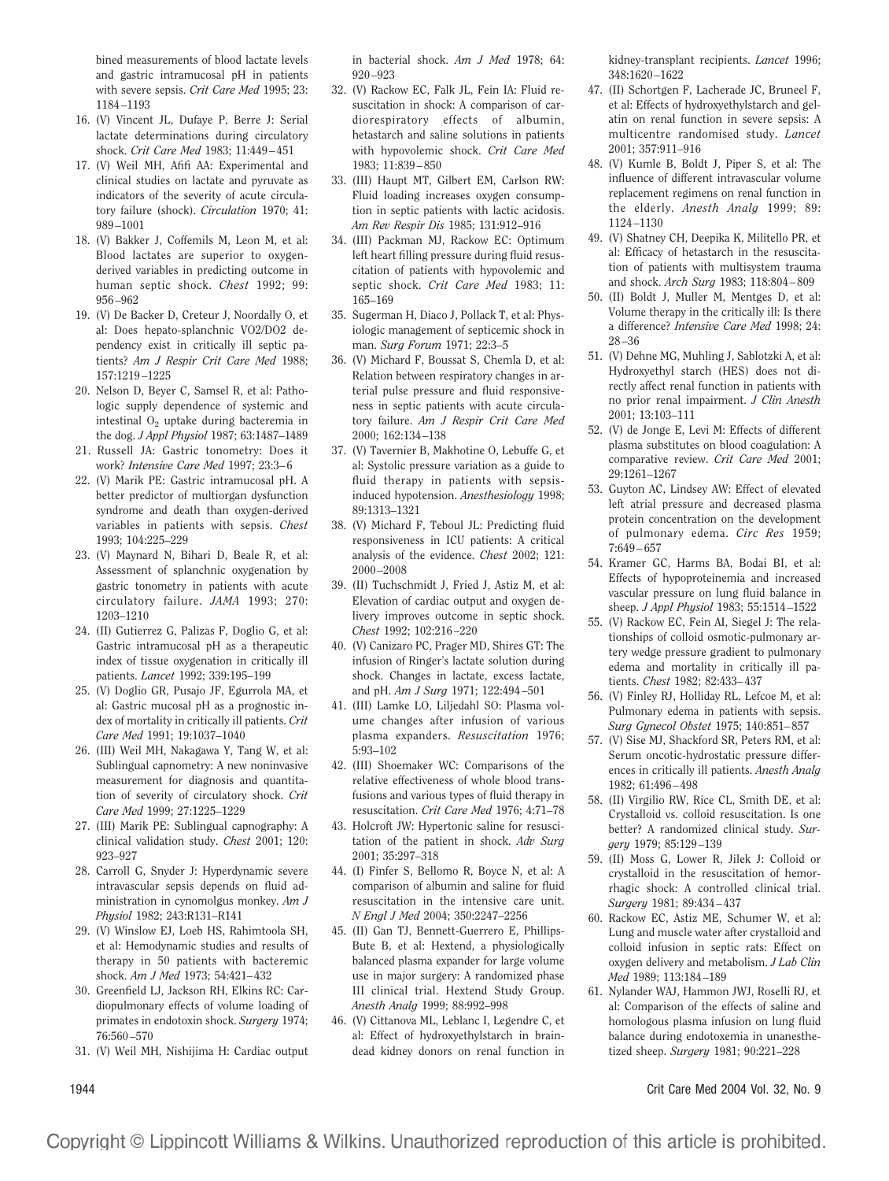bined measurements of blood lactate levels and gastric intramucosal pH in patients with severe sepsis. *Crit Care Med* 1995; 23: 1184–1193

16. (V) Vincent JL, Dufaye P, Berre J: Serial lactate determinations during circulatory shock. *Crit Care Med* 1983; 11:449–451
17. (V) Weil MH, Afifi AA: Experimental and clinical studies on lactate and pyruvate as indicators of the severity of acute circulatory failure (shock). *Circulation* 1970; 41: 989–1001
18. (V) Bakker J, Coffemils M, Leon M, et al: Blood lactates are superior to oxygen-derived variables in predicting outcome in human septic shock. *Chest* 1992; 99: 956–962
19. (V) De Backer D, Creteur J, Noordally O, et al: Does hepato-splanchnic VO2/DO2 dependency exist in critically ill septic patients? *Am J Respir Crit Care Med* 1988; 157:1219–1225
20. Nelson D, Beyer C, Samsel R, et al: Pathologic supply dependence of systemic and intestinal $O_2$ uptake during bacteremia in the dog. *J Appl Physiol* 1987; 63:1487–1489
21. Russell JA: Gastric tonometry: Does it work? *Intensive Care Med* 1997; 23:3–6
22. (V) Marik PE: Gastric intramucosal pH. A better predictor of multiorgan dysfunction syndrome and death than oxygen-derived variables in patients with sepsis. *Chest* 1993; 104:225–229
23. (V) Maynard N, Bihari D, Beale R, et al: Assessment of splanchnic oxygenation by gastric tonometry in patients with acute circulatory failure. *JAMA* 1993; 270: 1203–1210
24. (II) Gutierrez G, Palizas F, Doglio G, et al: Gastric intramucosal pH as a therapeutic index of tissue oxygenation in critically ill patients. *Lancet* 1992; 339:195–199
25. (V) Doglio GR, Pusajo JF, Egurrola MA, et al: Gastric mucosal pH as a prognostic index of mortality in critically ill patients. *Crit Care Med* 1991; 19:1037–1040
26. (III) Weil MH, Nakagawa Y, Tang W, et al: Sublingual capnometry: A new noninvasive measurement for diagnosis and quantitation of severity of circulatory shock. *Crit Care Med* 1999; 27:1225–1229
27. (III) Marik PE: Sublingual capnography: A clinical validation study. *Chest* 2001; 120: 923–927
28. Carroll G, Snyder J: Hyperdynamic severe intravascular sepsis depends on fluid administration in cynomolgus monkey. *Am J Physiol* 1982; 243:R131–R141
29. (V) Winslow EJ, Loeb HS, Rahimtoola SH, et al: Hemodynamic studies and results of therapy in 50 patients with bacteremic shock. *Am J Med* 1973; 54:421–432
30. Greenfield LJ, Jackson RH, Elkins RC: Cardiopulmonary effects of volume loading of primates in endotoxin shock. *Surgery* 1974; 76:560–570
31. (V) Weil MH, Nishijima H: Cardiac output in bacterial shock. *Am J Med* 1978; 64: 920–923
32. (V) Rackow EC, Falk JL, Fein IA: Fluid resuscitation in shock: A comparison of cardiorespiratory effects of albumin, hetastarch and saline solutions in patients with hypovolemic shock. *Crit Care Med* 1983; 11:839–850
33. (III) Haupt MT, Gilbert EM, Carlson RW: Fluid loading increases oxygen consumption in septic patients with lactic acidosis. *Am Rev Respir Dis* 1985; 131:912–916
34. (III) Packman MJ, Rackow EC: Optimum left heart filling pressure during fluid resuscitation of patients with hypovolemic and septic shock. *Crit Care Med* 1983; 11: 165–169
35. Sugerman H, Diaco J, Pollack T, et al: Physiologic management of septicemic shock in man. *Surg Forum* 1971; 22:3–5
36. (V) Michard F, Boussat S, Chemla D, et al: Relation between respiratory changes in arterial pulse pressure and fluid responsiveness in septic patients with acute circulatory failure. *Am J Respir Crit Care Med* 2000; 162:134–138
37. (V) Tavernier B, Makhotine O, Lebuffe G, et al: Systolic pressure variation as a guide to fluid therapy in patients with sepsis-induced hypotension. *Anesthesiology* 1998; 89:1313–1321
38. (V) Michard F, Teboul JL: Predicting fluid responsiveness in ICU patients: A critical analysis of the evidence. *Chest* 2002; 121: 2000–2008
39. (II) Tuchschmidt J, Fried J, Astiz M, et al: Elevation of cardiac output and oxygen delivery improves outcome in septic shock. *Chest* 1992; 102:216–220
40. (V) Canizaro PC, Prager MD, Shires GT: The infusion of Ringer's lactate solution during shock. Changes in lactate, excess lactate, and pH. *Am J Surg* 1971; 122:494–501
41. (III) Lamke LO, Liljedahl SO: Plasma volume changes after infusion of various plasma expanders. *Resuscitation* 1976; 5:93–102
42. (III) Shoemaker WC: Comparisons of the relative effectiveness of whole blood transfusions and various types of fluid therapy in resuscitation. *Crit Care Med* 1976; 4:71–78
43. Holcroft JW: Hypertonic saline for resuscitation of the patient in shock. *Adv Surg* 2001; 35:297–318
44. (I) Finfer S, Bellomo R, Boyce N, et al: A comparison of albumin and saline for fluid resuscitation in the intensive care unit. *N Engl J Med* 2004; 350:2247–2256
45. (II) Gan TJ, Bennett-Guerrero E, Phillips-Bute B, et al: Hextend, a physiologically balanced plasma expander for large volume use in major surgery: A randomized phase III clinical trial. Hextend Study Group. *Anesth Analg* 1999; 88:992–998
46. (V) Cittanova ML, Leblanc I, Legendre C, et al: Effect of hydroxyethylstarch in brain-dead kidney donors on renal function in kidney-transplant recipients. *Lancet* 1996; 348:1620–1622
47. (II) Schortgen F, Lacherade JC, Bruneel F, et al: Effects of hydroxyethylstarch and gelatin on renal function in severe sepsis: A multicentre randomised study. *Lancet* 2001; 357:911–916
48. (V) Kumle B, Boldt J, Piper S, et al: The influence of different intravascular volume replacement regimens on renal function in the elderly. *Anesth Analg* 1999; 89: 1124–1130
49. (V) Shatney CH, Deepika K, Militello PR, et al: Efficacy of hetastarch in the resuscitation of patients with multisystem trauma and shock. *Arch Surg* 1983; 118:804–809
50. (II) Boldt J, Muller M, Mentges D, et al: Volume therapy in the critically ill: Is there a difference? *Intensive Care Med* 1998; 24: 28–36
51. (V) Dehne MG, Muhling J, Sablotzki A, et al: Hydroxyethyl starch (HES) does not directly affect renal function in patients with no prior renal impairment. *J Clin Anesth* 2001; 13:103–111
52. (V) de Jonge E, Levi M: Effects of different plasma substitutes on blood coagulation: A comparative review. *Crit Care Med* 2001; 29:1261–1267
53. Guyton AC, Lindsey AW: Effect of elevated left atrial pressure and decreased plasma protein concentration on the development of pulmonary edema. *Circ Res* 1959; 7:649–657
54. Kramer GC, Harms BA, Bodai BI, et al: Effects of hypoproteinemia and increased vascular pressure on lung fluid balance in sheep. *J Appl Physiol* 1983; 55:1514–1522
55. (V) Rackow EC, Fein AI, Siegel J: The relationships of colloid osmotic-pulmonary artery wedge pressure gradient to pulmonary edema and mortality in critically ill patients. *Chest* 1982; 82:433–437
56. (V) Finley RJ, Holliday RL, Lefcoe M, et al: Pulmonary edema in patients with sepsis. *Surg Gynecol Obstet* 1975; 140:851–857
57. (V) Sise MJ, Shackford SR, Peters RM, et al: Serum oncotic-hydrostatic pressure differences in critically ill patients. *Anesth Analg* 1982; 61:496–498
58. (II) Virgilio RW, Rice CL, Smith DE, et al: Crystalloid vs. colloid resuscitation. Is one better? A randomized clinical study. *Surgery* 1979; 85:129–139
59. (II) Moss G, Lower R, Jilek J: Colloid or crystalloid in the resuscitation of hemorrhagic shock: A controlled clinical trial. *Surgery* 1981; 89:434–437
60. Rackow EC, Astiz ME, Schumer W, et al: Lung and muscle water after crystalloid and colloid infusion in septic rats: Effect on oxygen delivery and metabolism. *J Lab Clin Med* 1989; 113:184–189
61. Nylander WAJ, Hammon JWJ, Roselli RJ, et al: Comparison of the effects of saline and homologous plasma infusion on lung fluid balance during endotoxemia in unanesthetized sheep. *Surgery* 1981; 90:221–228

Copyright © Lippincott Williams & Wilkins. Unauthorized reproduction of this article is prohibited.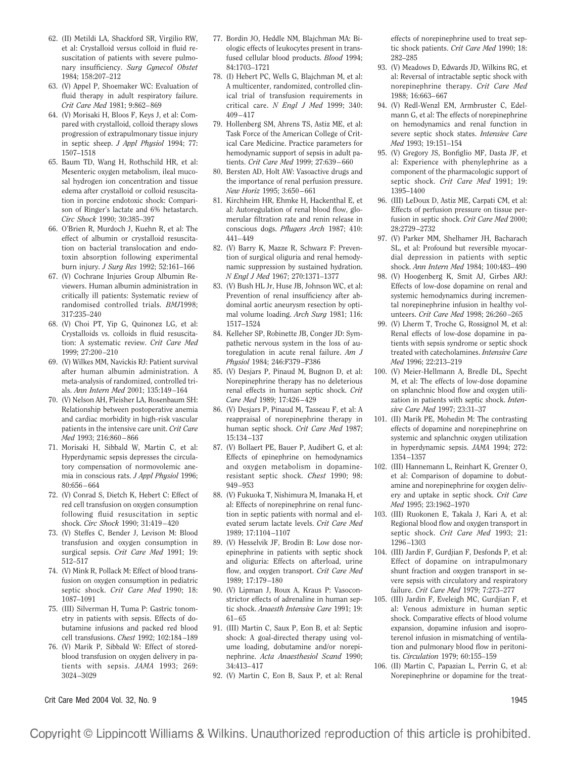62. (II) Metildi LA, Shackford SR, Virgilio RW, et al: Crystalloid versus colloid in fluid resuscitation of patients with severe pulmonary insufficiency. *Surg Gynecol Obstet* 1984; 158:207–212
63. (V) Appel P, Shoemaker WC: Evaluation of fluid therapy in adult respiratory failure. *Crit Care Med* 1981; 9:862–869
64. (V) Morisaki H, Bloos F, Keys J, et al: Compared with crystalloid, colloid therapy slows progression of extrapulmonary tissue injury in septic sheep. *J Appl Physiol* 1994; 77: 1507–1518
65. Baum TD, Wang H, Rothschild HR, et al: Mesenteric oxygen metabolism, ileal mucosal hydrogen ion concentration and tissue edema after crystalloid or colloid resuscitation in porcine endotoxic shock: Comparison of Ringer's lactate and 6% hetastarch. *Circ Shock* 1990; 30:385–397
66. O'Brien R, Murdoch J, Kuehn R, et al: The effect of albumin or crystalloid resuscitation on bacterial translocation and endotoxin absorption following experimental burn injury. *J Surg Res* 1992; 52:161–166
67. (V) Cochrane Injuries Group Albumin Reviewers. Human albumin administration in critically ill patients: Systematic review of randomised controlled trials. *BMJ*1998; 317:235–240
68. (V) Choi PT, Yip G, Quinonez LG, et al: Crystalloids vs. colloids in fluid resuscitation: A systematic review. *Crit Care Med* 1999; 27:200–210
69. (V) Wilkes MM, Navickis RJ: Patient survival after human albumin administration. A meta-analysis of randomized, controlled trials. *Ann Intern Med* 2001; 135:149–164
70. (V) Nelson AH, Fleisher LA, Rosenbaum SH: Relationship between postoperative anemia and cardiac morbidity in high-risk vascular patients in the intensive care unit. *Crit Care Med* 1993; 216:860–866
71. Morisaki H, Sibbald W, Martin C, et al: Hyperdynamic sepsis depresses the circulatory compensation of normovolemic anemia in conscious rats. *J Appl Physiol* 1996; 80:656–664
72. (V) Conrad S, Dietch K, Hebert C: Effect of red cell transfusion on oxygen consumption following fluid resuscitation in septic shock. *Circ Shock* 1990; 31:419–420
73. (V) Steffes C, Bender J, Levison M: Blood transfusion and oxygen consumption in surgical sepsis. *Crit Care Med* 1991; 19: 512–517
74. (V) Mink R, Pollack M: Effect of blood transfusion on oxygen consumption in pediatric septic shock. *Crit Care Med* 1990; 18: 1087–1091
75. (III) Silverman H, Tuma P: Gastric tonometry in patients with sepsis. Effects of dobutamine infusions and packed red blood cell transfusions. *Chest* 1992; 102:184–189
76. (V) Marik P, Sibbald W: Effect of stored-blood transfusion on oxygen delivery in patients with sepsis. *JAMA* 1993; 269: 3024–3029
77. Bordin JO, Heddle NM, Blajchman MA: Biologic effects of leukocytes present in transfused cellular blood products. *Blood* 1994; 84:1703–1721
78. (I) Hebert PC, Wells G, Blajchman M, et al: A multicenter, randomized, controlled clinical trial of transfusion requirements in critical care. *N Engl J Med* 1999; 340: 409–417
79. Hollenberg SM, Ahrens TS, Astiz ME, et al: Task Force of the American College of Critical Care Medicine. Practice parameters for hemodynamic support of sepsis in adult patients. *Crit Care Med* 1999; 27:639–660
80. Bersten AD, Holt AW: Vasoactive drugs and the importance of renal perfusion pressure. *New Horiz* 1995; 3:650–661
81. Kirchheim HR, Ehmke H, Hackenthal E, et al: Autoregulation of renal blood flow, glomerular filtration rate and renin release in conscious dogs. *Pflugers Arch* 1987; 410: 441–449
82. (V) Barry K, Mazze R, Schwarz F: Prevention of surgical oliguria and renal hemodynamic suppression by sustained hydration. *N Engl J Med* 1967; 270:1371–1377
83. (V) Bush HL Jr, Huse JB, Johnson WC, et al: Prevention of renal insufficiency after abdominal aortic aneurysm resection by optimal volume loading. *Arch Surg* 1981; 116: 1517–1524
84. Kelleher SP, Robinette JB, Conger JD: Sympathetic nervous system in the loss of autoregulation in acute renal failure. *Am J Physiol* 1984; 246:F379–F386
85. (V) Desjars P, Pinaud M, Bugnon D, et al: Norepinephrine therapy has no deleterious renal effects in human septic shock. *Crit Care Med* 1989; 17:426–429
86. (V) Desjars P, Pinaud M, Tasseau F, et al: A reappraisal of norepinephrine therapy in human septic shock. *Crit Care Med* 1987; 15:134–137
87. (V) Bollaert PE, Bauer P, Audibert G, et al: Effects of epinephrine on hemodynamics and oxygen metabolism in dopamine-resistant septic shock. *Chest* 1990; 98: 949–953
88. (V) Fukuoka T, Nishimura M, Imanaka H, et al: Effects of norepinephrine on renal function in septic patients with normal and elevated serum lactate levels. *Crit Care Med* 1989; 17:1104–1107
89. (V) Hesselvik JF, Brodin B: Low dose norepinephrine in patients with septic shock and oliguria: Effects on afterload, urine flow, and oxygen transport. *Crit Care Med* 1989; 17:179–180
90. (V) Lipman J, Roux A, Kraus P: Vasoconstrictor effects of adrenaline in human septic shock. *Anaesth Intensive Care* 1991; 19: 61–65
91. (III) Martin C, Saux P, Eon B, et al: Septic shock: A goal-directed therapy using volume loading, dobutamine and/or norepinephrine. *Acta Anaesthesiol Scand* 1990; 34:413–417
92. (V) Martin C, Eon B, Saux P, et al: Renal effects of norepinephrine used to treat septic shock patients. *Crit Care Med* 1990; 18: 282–285
93. (V) Meadows D, Edwards JD, Wilkins RG, et al: Reversal of intractable septic shock with norepinephrine therapy. *Crit Care Med* 1988; 16:663–667
94. (V) Redl-Wenzl EM, Armbruster C, Edelmann G, et al: The effects of norepinephrine on hemodynamics and renal function in severe septic shock states. *Intensive Care Med* 1993; 19:151–154
95. (V) Gregory JS, Bonfiglio MF, Dasta JF, et al: Experience with phenylephrine as a component of the pharmacologic support of septic shock. *Crit Care Med* 1991; 19: 1395–1400
96. (III) LeDoux D, Astiz ME, Carpati CM, et al: Effects of perfusion pressure on tissue perfusion in septic shock. *Crit Care Med* 2000; 28:2729–2732
97. (V) Parker MM, Shelhamer JH, Bacharach SL, et al: Profound but reversible myocardial depression in patients with septic shock. *Ann Intern Med* 1984; 100:483–490
98. (V) Hoogenberg K, Smit AJ, Girbes ARJ: Effects of low-dose dopamine on renal and systemic hemodynamics during incremental norepinephrine infusion in healthy volunteers. *Crit Care Med* 1998; 26:260–265
99. (V) Lherm T, Troche G, Rossignol M, et al: Renal effects of low-dose dopamine in patients with sepsis syndrome or septic shock treated with catecholamines. *Intensive Care Med* 1996; 22:213–219
100. (V) Meier-Hellmann A, Bredle DL, Specht M, et al: The effects of low-dose dopamine on splanchnic blood flow and oxygen utilization in patients with septic shock. *Intensive Care Med* 1997; 23:31–37
101. (II) Marik PE, Mohedin M: The contrasting effects of dopamine and norepinephrine on systemic and splanchnic oxygen utilization in hyperdynamic sepsis. *JAMA* 1994; 272: 1354–1357
102. (III) Hannemann L, Reinhart K, Grenzer O, et al: Comparison of dopamine to dobutamine and norepinephrine for oxygen delivery and uptake in septic shock. *Crit Care Med* 1995; 23:1962–1970
103. (III) Ruokonen E, Takala J, Kari A, et al: Regional blood flow and oxygen transport in septic shock. *Crit Care Med* 1993; 21: 1296–1303
104. (III) Jardin F, Gurdjian F, Desfonds P, et al: Effect of dopamine on intrapulmonary shunt fraction and oxygen transport in severe sepsis with circulatory and respiratory failure. *Crit Care Med* 1979; 7:273–277
105. (III) Jardin F, Eveleigh MC, Gurdjian F, et al: Venous admixture in human septic shock. Comparative effects of blood volume expansion, dopamine infusion and isoproterenol infusion in mismatching of ventilation and pulmonary blood flow in peritonitis. *Circulation* 1979; 60:155–159
106. (II) Martin C, Papazian L, Perrin G, et al: Norepinephrine or dopamine for the treat-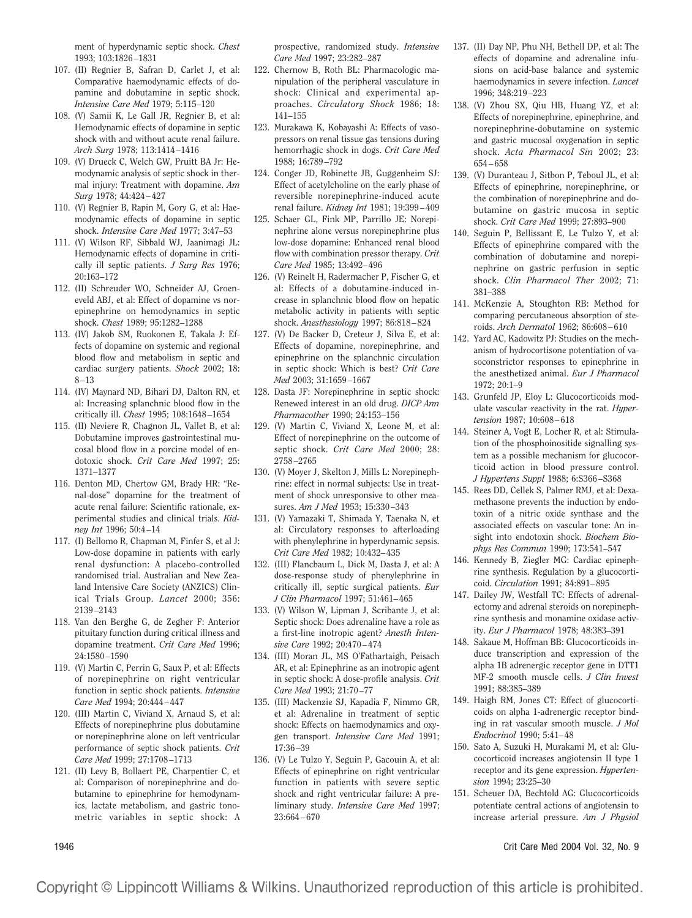ment of hyperdynamic septic shock. *Chest* 1993; 103:1826–1831

107. (II) Regnier B, Safran D, Carlet J, et al: Comparative haemodynamic effects of dopamine and dobutamine in septic shock. *Intensive Care Med* 1979; 5:115–120
108. (V) Samii K, Le Gall JR, Regnier B, et al: Hemodynamic effects of dopamine in septic shock with and without acute renal failure. *Arch Surg* 1978; 113:1414–1416
109. (V) Drueck C, Welch GW, Pruitt BA Jr: Hemodynamic analysis of septic shock in thermal injury: Treatment with dopamine. *Am Surg* 1978; 44:424–427
110. (V) Regnier B, Rapin M, Gory G, et al: Haemodynamic effects of dopamine in septic shock. *Intensive Care Med* 1977; 3:47–53
111. (V) Wilson RF, Sibbald WJ, Jaanimagi JL: Hemodynamic effects of dopamine in critically ill septic patients. *J Surg Res* 1976; 20:163–172
112. (II) Schreuder WO, Schneider AJ, Groeneveld ABJ, et al: Effect of dopamine vs norepinephrine on hemodynamics in septic shock. *Chest* 1989; 95:1282–1288
113. (IV) Jakob SM, Ruokonen E, Takala J: Effects of dopamine on systemic and regional blood flow and metabolism in septic and cardiac surgery patients. *Shock* 2002; 18: 8–13
114. (IV) Maynard ND, Bihari DJ, Dalton RN, et al: Increasing splanchnic blood flow in the critically ill. *Chest* 1995; 108:1648–1654
115. (II) Neviere R, Chagnon JL, Vallet B, et al: Dobutamine improves gastrointestinal mucosal blood flow in a porcine model of endotoxic shock. *Crit Care Med* 1997; 25: 1371–1377
116. Denton MD, Chertow GM, Brady HR: "Renal-dose" dopamine for the treatment of acute renal failure: Scientific rationale, experimental studies and clinical trials. *Kidney Int* 1996; 50:4–14
117. (I) Bellomo R, Chapman M, Finfer S, et al J: Low-dose dopamine in patients with early renal dysfunction: A placebo-controlled randomised trial. Australian and New Zealand Intensive Care Society (ANZICS) Clinical Trials Group. *Lancet* 2000; 356: 2139–2143
118. Van den Berghe G, de Zegher F: Anterior pituitary function during critical illness and dopamine treatment. *Crit Care Med* 1996; 24:1580–1590
119. (V) Martin C, Perrin G, Saux P, et al: Effects of norepinephrine on right ventricular function in septic shock patients. *Intensive Care Med* 1994; 20:444–447
120. (III) Martin C, Viviand X, Arnaud S, et al: Effects of norepinephrine plus dobutamine or norepinephrine alone on left ventricular performance of septic shock patients. *Crit Care Med* 1999; 27:1708–1713
121. (II) Levy B, Bollaert PE, Charpentier C, et al: Comparison of norepinephrine and dobutamine to epinephrine for hemodynamics, lactate metabolism, and gastric tonometric variables in septic shock: A prospective, randomized study. *Intensive Care Med* 1997; 23:282–287
122. Chernow B, Roth BL: Pharmacologic manipulation of the peripheral vasculature in shock: Clinical and experimental approaches. *Circulatory Shock* 1986; 18: 141–155
123. Murakawa K, Kobayashi A: Effects of vasopressors on renal tissue gas tensions during hemorrhagic shock in dogs. *Crit Care Med* 1988; 16:789–792
124. Conger JD, Robinette JB, Guggenheim SJ: Effect of acetylcholine on the early phase of reversible norepinephrine-induced acute renal failure. *Kidney Int* 1981; 19:399–409
125. Schaer GL, Fink MP, Parrillo JE: Norepinephrine alone versus norepinephrine plus low-dose dopamine: Enhanced renal blood flow with combination pressor therapy. *Crit Care Med* 1985; 13:492–496
126. (V) Reinelt H, Radermacher P, Fischer G, et al: Effects of a dobutamine-induced increase in splanchnic blood flow on hepatic metabolic activity in patients with septic shock. *Anesthesiology* 1997; 86:818–824
127. (V) De Backer D, Creteur J, Silva E, et al: Effects of dopamine, norepinephrine, and epinephrine on the splanchnic circulation in septic shock: Which is best? *Crit Care Med* 2003; 31:1659–1667
128. Dasta JF: Norepinephrine in septic shock: Renewed interest in an old drug. *DICP Ann Pharmacother* 1990; 24:153–156
129. (V) Martin C, Viviand X, Leone M, et al: Effect of norepinephrine on the outcome of septic shock. *Crit Care Med* 2000; 28: 2758–2765
130. (V) Moyer J, Skelton J, Mills L: Norepinephrine: effect in normal subjects: Use in treatment of shock unresponsive to other measures. *Am J Med* 1953; 15:330–343
131. (V) Yamazaki T, Shimada Y, Taenaka N, et al: Circulatory responses to afterloading with phenylephrine in hyperdynamic sepsis. *Crit Care Med* 1982; 10:432–435
132. (III) Flancbaum L, Dick M, Dasta J, et al: A dose-response study of phenylephrine in critically ill, septic surgical patients. *Eur J Clin Pharmacol* 1997; 51:461–465
133. (V) Wilson W, Lipman J, Scribante J, et al: Septic shock: Does adrenaline have a role as a first-line inotropic agent? *Anesth Intensive Care* 1992; 20:470–474
134. (III) Moran JL, MS O'Fathartaigh, Peisach AR, et al: Epinephrine as an inotropic agent in septic shock: A dose-profile analysis. *Crit Care Med* 1993; 21:70–77
135. (III) Mackenzie SJ, Kapadia F, Nimmo GR, et al: Adrenaline in treatment of septic shock: Effects on haemodynamics and oxygen transport. *Intensive Care Med* 1991; 17:36–39
136. (V) Le Tulzo Y, Seguin P, Gacouin A, et al: Effects of epinephrine on right ventricular function in patients with severe septic shock and right ventricular failure: A preliminary study. *Intensive Care Med* 1997; 23:664–670
137. (II) Day NP, Phu NH, Bethell DP, et al: The effects of dopamine and adrenaline infusions on acid-base balance and systemic haemodynamics in severe infection. *Lancet* 1996; 348:219–223
138. (V) Zhou SX, Qiu HB, Huang YZ, et al: Effects of norepinephrine, epinephrine, and norepinephrine-dobutamine on systemic and gastric mucosal oxygenation in septic shock. *Acta Pharmacol Sin* 2002; 23: 654–658
139. (V) Duranteau J, Sitbon P, Teboul JL, et al: Effects of epinephrine, norepinephrine, or the combination of norepinephrine and dobutamine on gastric mucosa in septic shock. *Crit Care Med* 1999; 27:893–900
140. Seguin P, Bellissant E, Le Tulzo Y, et al: Effects of epinephrine compared with the combination of dobutamine and norepinephrine on gastric perfusion in septic shock. *Clin Pharmacol Ther* 2002; 71: 381–388
141. McKenzie A, Stoughton RB: Method for comparing percutaneous absorption of steroids. *Arch Dermatol* 1962; 86:608–610
142. Yard AC, Kadowitz PJ: Studies on the mechanism of hydrocortisone potentiation of vasoconstrictor responses to epinephrine in the anesthetized animal. *Eur J Pharmacol* 1972; 20:1–9
143. Grunfeld JP, Eloy L: Glucocorticoids modulate vascular reactivity in the rat. *Hypertension* 1987; 10:608–618
144. Steiner A, Vogt E, Locher R, et al: Stimulation of the phosphoinositide signalling system as a possible mechanism for glucocorticoid action in blood pressure control. *J Hypertens Suppl* 1988; 6:S366–S368
145. Rees DD, Cellek S, Palmer RMJ, et al: Dexamethasone prevents the induction by endotoxin of a nitric oxide synthase and the associated effects on vascular tone: An insight into endotoxin shock. *Biochem Biophys Res Commun* 1990; 173:541–547
146. Kennedy B, Ziegler MG: Cardiac epinephrine synthesis. Regulation by a glucocorticoid. *Circulation* 1991; 84:891–895
147. Dailey JW, Westfall TC: Effects of adrenalectomy and adrenal steroids on norepinephrine synthesis and monamine oxidase activity. *Eur J Pharmacol* 1978; 48:383–391
148. Sakaue M, Hoffman BB: Glucocorticoids induce transcription and expression of the alpha 1B adrenergic receptor gene in DTT1 MF-2 smooth muscle cells. *J Clin Invest* 1991; 88:385–389
149. Haigh RM, Jones CT: Effect of glucocorticoids on alpha 1-adrenergic receptor binding in rat vascular smooth muscle. *J Mol Endocrinol* 1990; 5:41–48
150. Sato A, Suzuki H, Murakami M, et al: Glucocorticoid increases angiotensin II type 1 receptor and its gene expression. *Hypertension* 1994; 23:25–30
151. Scheuer DA, Bechtold AG: Glucocorticoids potentiate central actions of angiotensin to increase arterial pressure. *Am J Physiol*

Copyright © Lippincott Williams & Wilkins. Unauthorized reproduction of this article is prohibited.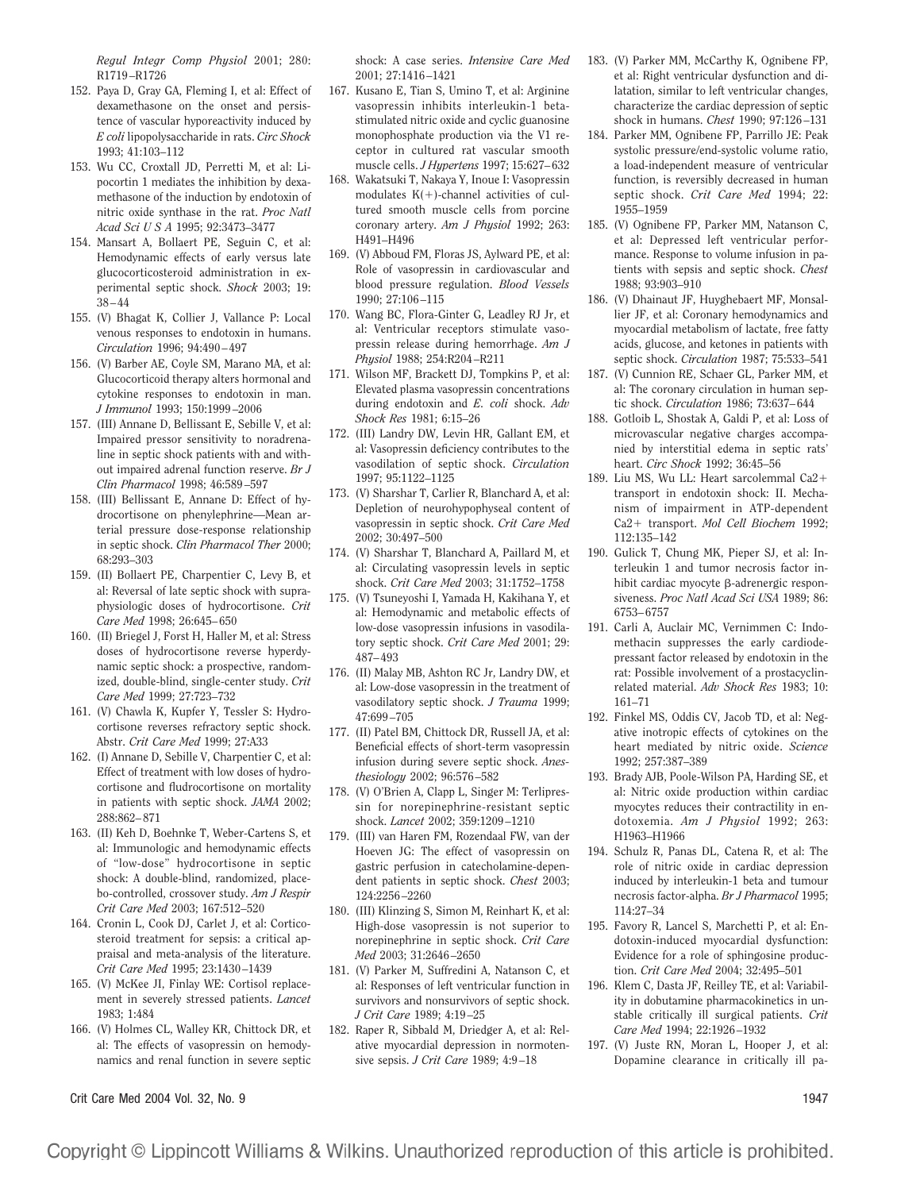*Regul Integr Comp Physiol* 2001; 280: R1719–R1726

152. Paya D, Gray GA, Fleming I, et al: Effect of dexamethasone on the onset and persistence of vascular hyporeactivity induced by *E coli* lipopolysaccharide in rats. *Circ Shock* 1993; 41:103–112
153. Wu CC, Croxtall JD, Perretti M, et al: Lipocortin 1 mediates the inhibition by dexamethasone of the induction by endotoxin of nitric oxide synthase in the rat. *Proc Natl Acad Sci U S A* 1995; 92:3473–3477
154. Mansart A, Bollaert PE, Seguin C, et al: Hemodynamic effects of early versus late glucocorticosteroid administration in experimental septic shock. *Shock* 2003; 19: 38–44
155. (V) Bhagat K, Collier J, Vallance P: Local venous responses to endotoxin in humans. *Circulation* 1996; 94:490–497
156. (V) Barber AE, Coyle SM, Marano MA, et al: Glucocorticoid therapy alters hormonal and cytokine responses to endotoxin in man. *J Immunol* 1993; 150:1999–2006
157. (III) Annane D, Bellissant E, Sebille V, et al: Impaired pressor sensitivity to noradrenaline in septic shock patients with and without impaired adrenal function reserve. *Br J Clin Pharmacol* 1998; 46:589–597
158. (III) Bellissant E, Annane D: Effect of hydrocortisone on phenylephrine—Mean arterial pressure dose-response relationship in septic shock. *Clin Pharmacol Ther* 2000; 68:293–303
159. (II) Bollaert PE, Charpentier C, Levy B, et al: Reversal of late septic shock with supraphysiologic doses of hydrocortisone. *Crit Care Med* 1998; 26:645–650
160. (II) Briegel J, Forst H, Haller M, et al: Stress doses of hydrocortisone reverse hyperdynamic septic shock: a prospective, randomized, double-blind, single-center study. *Crit Care Med* 1999; 27:723–732
161. (V) Chawla K, Kupfer Y, Tessler S: Hydrocortisone reverses refractory septic shock. Abstr. *Crit Care Med* 1999; 27:A33
162. (I) Annane D, Sebille V, Charpentier C, et al: Effect of treatment with low doses of hydrocortisone and fludrocortisone on mortality in patients with septic shock. *JAMA* 2002; 288:862–871
163. (II) Keh D, Boehnke T, Weber-Cartens S, et al: Immunologic and hemodynamic effects of "low-dose" hydrocortisone in septic shock: A double-blind, randomized, placebo-controlled, crossover study. *Am J Respir Crit Care Med* 2003; 167:512–520
164. Cronin L, Cook DJ, Carlet J, et al: Corticosteroid treatment for sepsis: a critical appraisal and meta-analysis of the literature. *Crit Care Med* 1995; 23:1430–1439
165. (V) McKee JI, Finlay WE: Cortisol replacement in severely stressed patients. *Lancet* 1983; 1:484
166. (V) Holmes CL, Walley KR, Chittock DR, et al: The effects of vasopressin on hemodynamics and renal function in severe septic shock: A case series. *Intensive Care Med* 2001; 27:1416–1421
167. Kusano E, Tian S, Umino T, et al: Arginine vasopressin inhibits interleukin-1 beta-stimulated nitric oxide and cyclic guanosine monophosphate production via the V1 receptor in cultured rat vascular smooth muscle cells. *J Hypertens* 1997; 15:627–632
168. Wakatsuki T, Nakaya Y, Inoue I: Vasopressin modulates K(+)-channel activities of cultured smooth muscle cells from porcine coronary artery. *Am J Physiol* 1992; 263: H491–H496
169. (V) Abboud FM, Floras JS, Aylward PE, et al: Role of vasopressin in cardiovascular and blood pressure regulation. *Blood Vessels* 1990; 27:106–115
170. Wang BC, Flora-Ginter G, Leadley RJ Jr, et al: Ventricular receptors stimulate vasopressin release during hemorrhage. *Am J Physiol* 1988; 254:R204–R211
171. Wilson MF, Brackett DJ, Tompkins P, et al: Elevated plasma vasopressin concentrations during endotoxin and *E. coli* shock. *Adv Shock Res* 1981; 6:15–26
172. (III) Landry DW, Levin HR, Gallant EM, et al: Vasopressin deficiency contributes to the vasodilation of septic shock. *Circulation* 1997; 95:1122–1125
173. (V) Sharshar T, Carlier R, Blanchard A, et al: Depletion of neurohypophyseal content of vasopressin in septic shock. *Crit Care Med* 2002; 30:497–500
174. (V) Sharshar T, Blanchard A, Paillard M, et al: Circulating vasopressin levels in septic shock. *Crit Care Med* 2003; 31:1752–1758
175. (V) Tsuneyoshi I, Yamada H, Kakihana Y, et al: Hemodynamic and metabolic effects of low-dose vasopressin infusions in vasodilatory septic shock. *Crit Care Med* 2001; 29: 487–493
176. (II) Malay MB, Ashton RC Jr, Landry DW, et al: Low-dose vasopressin in the treatment of vasodilatory septic shock. *J Trauma* 1999; 47:699–705
177. (II) Patel BM, Chittock DR, Russell JA, et al: Beneficial effects of short-term vasopressin infusion during severe septic shock. *Anesthesiology* 2002; 96:576–582
178. (V) O'Brien A, Clapp L, Singer M: Terlipressin for norepinephrine-resistant septic shock. *Lancet* 2002; 359:1209–1210
179. (III) van Haren FM, Rozendaal FW, van der Hoeven JG: The effect of vasopressin on gastric perfusion in catecholamine-dependent patients in septic shock. *Chest* 2003; 124:2256–2260
180. (III) Klinzing S, Simon M, Reinhart K, et al: High-dose vasopressin is not superior to norepinephrine in septic shock. *Crit Care Med* 2003; 31:2646–2650
181. (V) Parker M, Suffredini A, Natanson C, et al: Responses of left ventricular function in survivors and nonsurvivors of septic shock. *J Crit Care* 1989; 4:19–25
182. Raper R, Sibbald M, Driedger A, et al: Relative myocardial depression in normotensive sepsis. *J Crit Care* 1989; 4:9–18
183. (V) Parker MM, McCarthy K, Ognibene FP, et al: Right ventricular dysfunction and dilatation, similar to left ventricular changes, characterize the cardiac depression of septic shock in humans. *Chest* 1990; 97:126–131
184. Parker MM, Ognibene FP, Parrillo JE: Peak systolic pressure/end-systolic volume ratio, a load-independent measure of ventricular function, is reversibly decreased in human septic shock. *Crit Care Med* 1994; 22: 1955–1959
185. (V) Ognibene FP, Parker MM, Natanson C, et al: Depressed left ventricular performance. Response to volume infusion in patients with sepsis and septic shock. *Chest* 1988; 93:903–910
186. (V) Dhainaut JF, Huyghebaert MF, Monsallier JF, et al: Coronary hemodynamics and myocardial metabolism of lactate, free fatty acids, glucose, and ketones in patients with septic shock. *Circulation* 1987; 75:533–541
187. (V) Cunnion RE, Schaer GL, Parker MM, et al: The coronary circulation in human septic shock. *Circulation* 1986; 73:637–644
188. Gotloib L, Shostak A, Galdi P, et al: Loss of microvascular negative charges accompanied by interstitial edema in septic rats' heart. *Circ Shock* 1992; 36:45–56
189. Liu MS, Wu LL: Heart sarcolemmal Ca2+ transport in endotoxin shock: II. Mechanism of impairment in ATP-dependent Ca2+ transport. *Mol Cell Biochem* 1992; 112:135–142
190. Gulick T, Chung MK, Pieper SJ, et al: Interleukin 1 and tumor necrosis factor inhibit cardiac myocyte β-adrenergic responsiveness. *Proc Natl Acad Sci USA* 1989; 86: 6753–6757
191. Carli A, Auclair MC, Vernimmen C: Indomethacin suppresses the early cardiodepressant factor released by endotoxin in the rat: Possible involvement of a prostacyclin-related material. *Adv Shock Res* 1983; 10: 161–71
192. Finkel MS, Oddis CV, Jacob TD, et al: Negative inotropic effects of cytokines on the heart mediated by nitric oxide. *Science* 1992; 257:387–389
193. Brady AJB, Poole-Wilson PA, Harding SE, et al: Nitric oxide production within cardiac myocytes reduces their contractility in endotoxemia. *Am J Physiol* 1992; 263: H1963–H1966
194. Schulz R, Panas DL, Catena R, et al: The role of nitric oxide in cardiac depression induced by interleukin-1 beta and tumour necrosis factor-alpha. *Br J Pharmacol* 1995; 114:27–34
195. Favory R, Lancel S, Marchetti P, et al: Endotoxin-induced myocardial dysfunction: Evidence for a role of sphingosine production. *Crit Care Med* 2004; 32:495–501
196. Klem C, Dasta JF, Reilley TE, et al: Variability in dobutamine pharmacokinetics in unstable critically ill surgical patients. *Crit Care Med* 1994; 22:1926–1932
197. (V) Juste RN, Moran L, Hooper J, et al: Dopamine clearance in critically ill pa-

Copyright © Lippincott Williams & Wilkins. Unauthorized reproduction of this article is prohibited.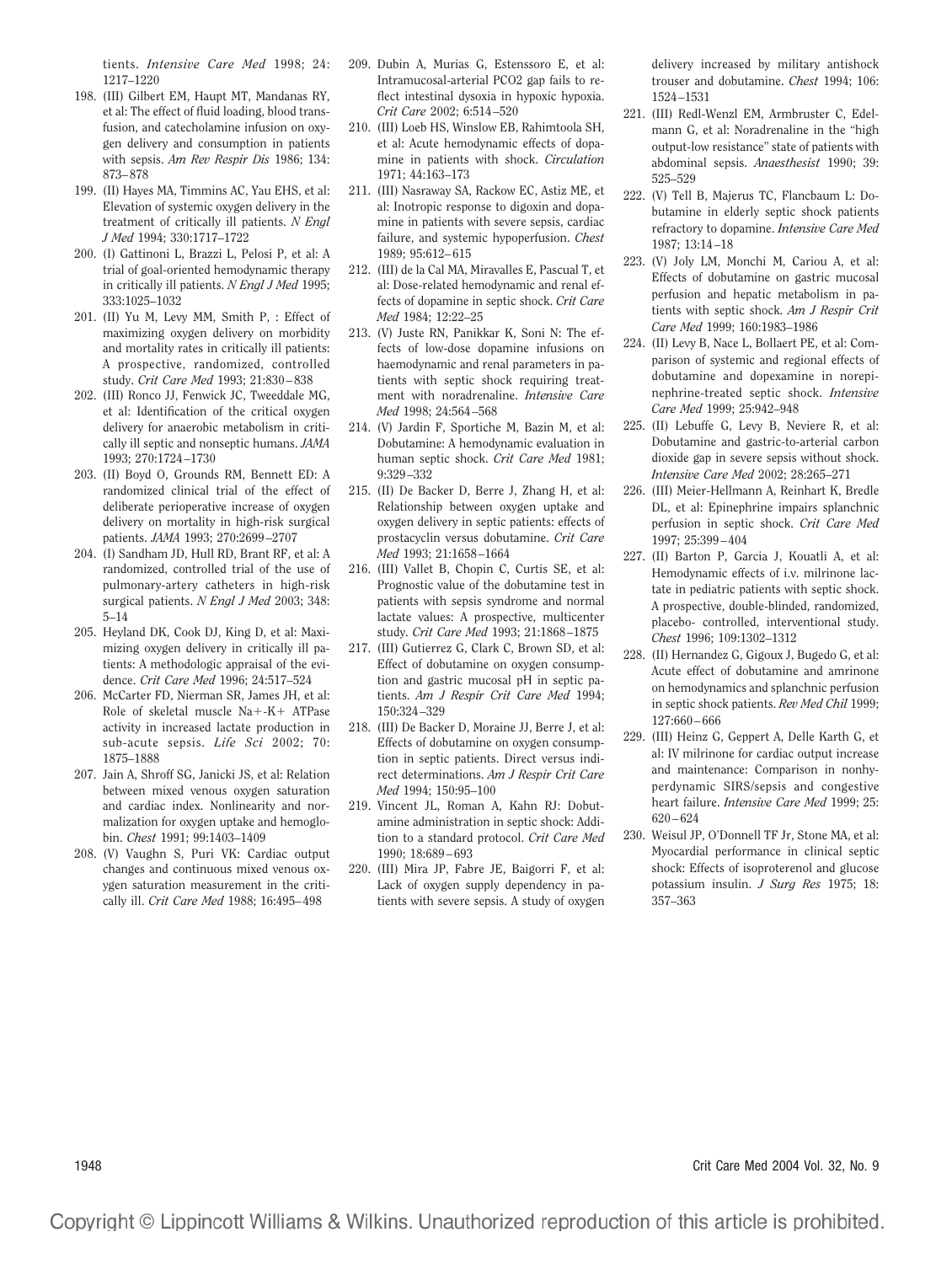tients. *Intensive Care Med* 1998; 24: 1217–1220

198. (III) Gilbert EM, Haupt MT, Mandanas RY, et al: The effect of fluid loading, blood transfusion, and catecholamine infusion on oxygen delivery and consumption in patients with sepsis. *Am Rev Respir Dis* 1986; 134: 873–878
199. (II) Hayes MA, Timmins AC, Yau EHS, et al: Elevation of systemic oxygen delivery in the treatment of critically ill patients. *N Engl J Med* 1994; 330:1717–1722
200. (I) Gattinoni L, Brazzi L, Pelosi P, et al: A trial of goal-oriented hemodynamic therapy in critically ill patients. *N Engl J Med* 1995; 333:1025–1032
201. (II) Yu M, Levy MM, Smith P, : Effect of maximizing oxygen delivery on morbidity and mortality rates in critically ill patients: A prospective, randomized, controlled study. *Crit Care Med* 1993; 21:830–838
202. (III) Ronco JJ, Fenwick JC, Tweeddale MG, et al: Identification of the critical oxygen delivery for anaerobic metabolism in critically ill septic and nonseptic humans. *JAMA* 1993; 270:1724–1730
203. (II) Boyd O, Grounds RM, Bennett ED: A randomized clinical trial of the effect of deliberate perioperative increase of oxygen delivery on mortality in high-risk surgical patients. *JAMA* 1993; 270:2699–2707
204. (I) Sandham JD, Hull RD, Brant RF, et al: A randomized, controlled trial of the use of pulmonary-artery catheters in high-risk surgical patients. *N Engl J Med* 2003; 348: 5–14
205. Heyland DK, Cook DJ, King D, et al: Maximizing oxygen delivery in critically ill patients: A methodologic appraisal of the evidence. *Crit Care Med* 1996; 24:517–524
206. McCarter FD, Nierman SR, James JH, et al: Role of skeletal muscle Na+-K+ ATPase activity in increased lactate production in sub-acute sepsis. *Life Sci* 2002; 70: 1875–1888
207. Jain A, Shroff SG, Janicki JS, et al: Relation between mixed venous oxygen saturation and cardiac index. Nonlinearity and normalization for oxygen uptake and hemoglobin. *Chest* 1991; 99:1403–1409
208. (V) Vaughn S, Puri VK: Cardiac output changes and continuous mixed venous oxygen saturation measurement in the critically ill. *Crit Care Med* 1988; 16:495–498
209. Dubin A, Murias G, Estenssoro E, et al: Intramucosal-arterial PCO2 gap fails to reflect intestinal dysoxia in hypoxic hypoxia. *Crit Care* 2002; 6:514–520
210. (III) Loeb HS, Winslow EB, Rahimtoola SH, et al: Acute hemodynamic effects of dopamine in patients with shock. *Circulation* 1971; 44:163–173
211. (III) Nasraway SA, Rackow EC, Astiz ME, et al: Inotropic response to digoxin and dopamine in patients with severe sepsis, cardiac failure, and systemic hypoperfusion. *Chest* 1989; 95:612–615
212. (III) de la Cal MA, Miravalles E, Pascual T, et al: Dose-related hemodynamic and renal effects of dopamine in septic shock. *Crit Care Med* 1984; 12:22–25
213. (V) Juste RN, Panikkar K, Soni N: The effects of low-dose dopamine infusions on haemodynamic and renal parameters in patients with septic shock requiring treatment with noradrenaline. *Intensive Care Med* 1998; 24:564–568
214. (V) Jardin F, Sportiche M, Bazin M, et al: Dobutamine: A hemodynamic evaluation in human septic shock. *Crit Care Med* 1981; 9:329–332
215. (II) De Backer D, Berre J, Zhang H, et al: Relationship between oxygen uptake and oxygen delivery in septic patients: effects of prostacyclin versus dobutamine. *Crit Care Med* 1993; 21:1658–1664
216. (III) Vallet B, Chopin C, Curtis SE, et al: Prognostic value of the dobutamine test in patients with sepsis syndrome and normal lactate values: A prospective, multicenter study. *Crit Care Med* 1993; 21:1868–1875
217. (III) Gutierrez G, Clark C, Brown SD, et al: Effect of dobutamine on oxygen consumption and gastric mucosal pH in septic patients. *Am J Respir Crit Care Med* 1994; 150:324–329
218. (III) De Backer D, Moraine JJ, Berre J, et al: Effects of dobutamine on oxygen consumption in septic patients. Direct versus indirect determinations. *Am J Respir Crit Care Med* 1994; 150:95–100
219. Vincent JL, Roman A, Kahn RJ: Dobutamine administration in septic shock: Addition to a standard protocol. *Crit Care Med* 1990; 18:689–693
220. (III) Mira JP, Fabre JE, Baigorri F, et al: Lack of oxygen supply dependency in patients with severe sepsis. A study of oxygen delivery increased by military antishock trouser and dobutamine. *Chest* 1994; 106: 1524–1531
221. (III) Redl-Wenzl EM, Armbruster C, Edelmann G, et al: Noradrenaline in the "high output-low resistance" state of patients with abdominal sepsis. *Anaesthesist* 1990; 39: 525–529
222. (V) Tell B, Majerus TC, Flancbaum L: Dobutamine in elderly septic shock patients refractory to dopamine. *Intensive Care Med* 1987; 13:14–18
223. (V) Joly LM, Monchi M, Cariou A, et al: Effects of dobutamine on gastric mucosal perfusion and hepatic metabolism in patients with septic shock. *Am J Respir Crit Care Med* 1999; 160:1983–1986
224. (II) Levy B, Nace L, Bollaert PE, et al: Comparison of systemic and regional effects of dobutamine and dopexamine in norepinephrine-treated septic shock. *Intensive Care Med* 1999; 25:942–948
225. (II) Lebuffe G, Levy B, Neviere R, et al: Dobutamine and gastric-to-arterial carbon dioxide gap in severe sepsis without shock. *Intensive Care Med* 2002; 28:265–271
226. (III) Meier-Hellmann A, Reinhart K, Bredle DL, et al: Epinephrine impairs splanchnic perfusion in septic shock. *Crit Care Med* 1997; 25:399–404
227. (II) Barton P, Garcia J, Kouatli A, et al: Hemodynamic effects of i.v. milrinone lactate in pediatric patients with septic shock. A prospective, double-blinded, randomized, placebo- controlled, interventional study. *Chest* 1996; 109:1302–1312
228. (II) Hernandez G, Gigoux J, Bugedo G, et al: Acute effect of dobutamine and amrinone on hemodynamics and splanchnic perfusion in septic shock patients. *Rev Med Chil* 1999; 127:660–666
229. (III) Heinz G, Geppert A, Delle Karth G, et al: IV milrinone for cardiac output increase and maintenance: Comparison in nonhyperdynamic SIRS/sepsis and congestive heart failure. *Intensive Care Med* 1999; 25: 620–624
230. Weisul JP, O'Donnell TF Jr, Stone MA, et al: Myocardial performance in clinical septic shock: Effects of isoproterenol and glucose potassium insulin. *J Surg Res* 1975; 18: 357–363

Copyright © Lippincott Williams & Wilkins. Unauthorized reproduction of this article is prohibited.